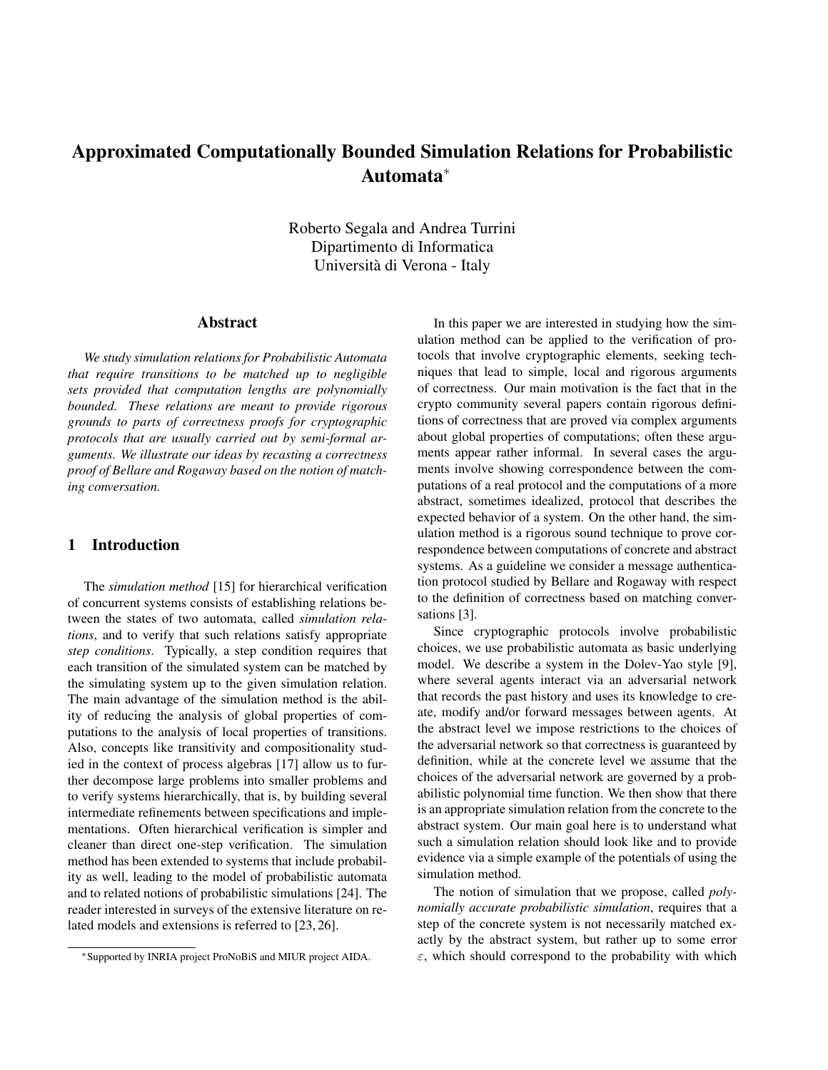# Approximated Computationally Bounded Simulation Relations for Probabilistic Automata*

Roberto Segala and Andrea Turrini
Dipartimento di Informatica
Università di Verona - Italy

## Abstract

*We study simulation relations for Probabilistic Automata that require transitions to be matched up to negligible sets provided that computation lengths are polynomially bounded. These relations are meant to provide rigorous grounds to parts of correctness proofs for cryptographic protocols that are usually carried out by semi-formal arguments. We illustrate our ideas by recasting a correctness proof of Bellare and Rogaway based on the notion of matching conversation.*

## 1 Introduction

The *simulation method* [15] for hierarchical verification of concurrent systems consists of establishing relations between the states of two automata, called *simulation relations*, and to verify that such relations satisfy appropriate *step conditions*. Typically, a step condition requires that each transition of the simulated system can be matched by the simulating system up to the given simulation relation. The main advantage of the simulation method is the ability of reducing the analysis of global properties of computations to the analysis of local properties of transitions. Also, concepts like transitivity and compositionality studied in the context of process algebras [17] allow us to further decompose large problems into smaller problems and to verify systems hierarchically, that is, by building several intermediate refinements between specifications and implementations. Often hierarchical verification is simpler and cleaner than direct one-step verification. The simulation method has been extended to systems that include probability as well, leading to the model of probabilistic automata and to related notions of probabilistic simulations [24]. The reader interested in surveys of the extensive literature on related models and extensions is referred to [23, 26].

In this paper we are interested in studying how the simulation method can be applied to the verification of protocols that involve cryptographic elements, seeking techniques that lead to simple, local and rigorous arguments of correctness. Our main motivation is the fact that in the crypto community several papers contain rigorous definitions of correctness that are proved via complex arguments about global properties of computations; often these arguments appear rather informal. In several cases the arguments involve showing correspondence between the computations of a real protocol and the computations of a more abstract, sometimes idealized, protocol that describes the expected behavior of a system. On the other hand, the simulation method is a rigorous sound technique to prove correspondence between computations of concrete and abstract systems. As a guideline we consider a message authentication protocol studied by Bellare and Rogaway with respect to the definition of correctness based on matching conversations [3].

Since cryptographic protocols involve probabilistic choices, we use probabilistic automata as basic underlying model. We describe a system in the Dolev-Yao style [9], where several agents interact via an adversarial network that records the past history and uses its knowledge to create, modify and/or forward messages between agents. At the abstract level we impose restrictions to the choices of the adversarial network so that correctness is guaranteed by definition, while at the concrete level we assume that the choices of the adversarial network are governed by a probabilistic polynomial time function. We then show that there is an appropriate simulation relation from the concrete to the abstract system. Our main goal here is to understand what such a simulation relation should look like and to provide evidence via a simple example of the potentials of using the simulation method.

The notion of simulation that we propose, called *polynomially accurate probabilistic simulation*, requires that a step of the concrete system is not necessarily matched exactly by the abstract system, but rather up to some error $\varepsilon$, which should correspond to the probability with which

*Supported by INRIA project ProNoBiS and MIUR project AIDA.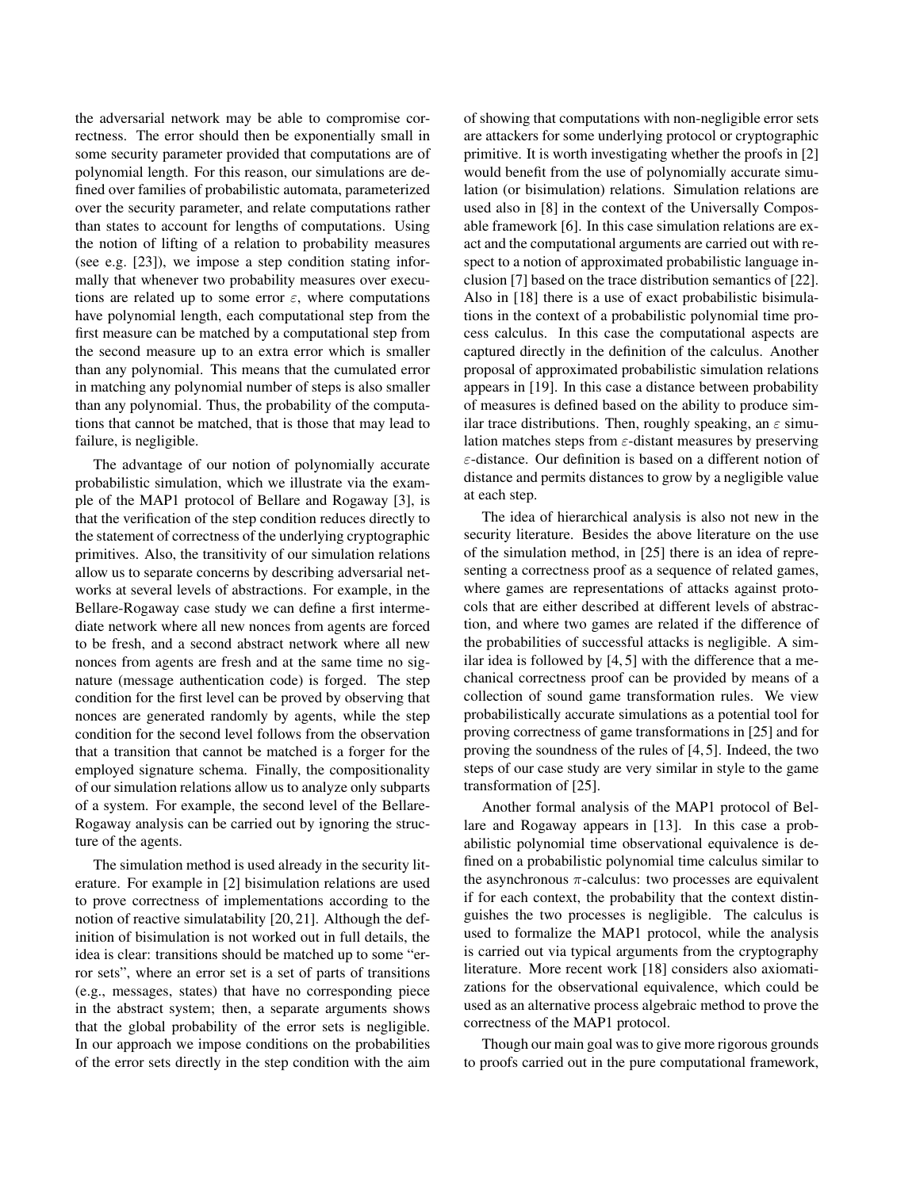the adversarial network may be able to compromise correctness. The error should then be exponentially small in some security parameter provided that computations are of polynomial length. For this reason, our simulations are defined over families of probabilistic automata, parameterized over the security parameter, and relate computations rather than states to account for lengths of computations. Using the notion of lifting of a relation to probability measures (see e.g. [23]), we impose a step condition stating informally that whenever two probability measures over executions are related up to some error $\varepsilon$, where computations have polynomial length, each computational step from the first measure can be matched by a computational step from the second measure up to an extra error which is smaller than any polynomial. This means that the cumulated error in matching any polynomial number of steps is also smaller than any polynomial. Thus, the probability of the computations that cannot be matched, that is those that may lead to failure, is negligible.

The advantage of our notion of polynomially accurate probabilistic simulation, which we illustrate via the example of the MAP1 protocol of Bellare and Rogaway [3], is that the verification of the step condition reduces directly to the statement of correctness of the underlying cryptographic primitives. Also, the transitivity of our simulation relations allow us to separate concerns by describing adversarial networks at several levels of abstractions. For example, in the Bellare-Rogaway case study we can define a first intermediate network where all new nonces from agents are forced to be fresh, and a second abstract network where all new nonces from agents are fresh and at the same time no signature (message authentication code) is forged. The step condition for the first level can be proved by observing that nonces are generated randomly by agents, while the step condition for the second level follows from the observation that a transition that cannot be matched is a forger for the employed signature schema. Finally, the compositionality of our simulation relations allow us to analyze only subparts of a system. For example, the second level of the Bellare-Rogaway analysis can be carried out by ignoring the structure of the agents.

The simulation method is used already in the security literature. For example in [2] bisimulation relations are used to prove correctness of implementations according to the notion of reactive simulatability [20, 21]. Although the definition of bisimulation is not worked out in full details, the idea is clear: transitions should be matched up to some "error sets", where an error set is a set of parts of transitions (e.g., messages, states) that have no corresponding piece in the abstract system; then, a separate arguments shows that the global probability of the error sets is negligible. In our approach we impose conditions on the probabilities of the error sets directly in the step condition with the aim of showing that computations with non-negligible error sets are attackers for some underlying protocol or cryptographic primitive. It is worth investigating whether the proofs in [2] would benefit from the use of polynomially accurate simulation (or bisimulation) relations. Simulation relations are used also in [8] in the context of the Universally Composable framework [6]. In this case simulation relations are exact and the computational arguments are carried out with respect to a notion of approximated probabilistic language inclusion [7] based on the trace distribution semantics of [22]. Also in [18] there is a use of exact probabilistic bisimulations in the context of a probabilistic polynomial time process calculus. In this case the computational aspects are captured directly in the definition of the calculus. Another proposal of approximated probabilistic simulation relations appears in [19]. In this case a distance between probability of measures is defined based on the ability to produce similar trace distributions. Then, roughly speaking, an $\varepsilon$ simulation matches steps from $\varepsilon$-distant measures by preserving $\varepsilon$-distance. Our definition is based on a different notion of distance and permits distances to grow by a negligible value at each step.

The idea of hierarchical analysis is also not new in the security literature. Besides the above literature on the use of the simulation method, in [25] there is an idea of representing a correctness proof as a sequence of related games, where games are representations of attacks against protocols that are either described at different levels of abstraction, and where two games are related if the difference of the probabilities of successful attacks is negligible. A similar idea is followed by [4, 5] with the difference that a mechanical correctness proof can be provided by means of a collection of sound game transformation rules. We view probabilistically accurate simulations as a potential tool for proving correctness of game transformations in [25] and for proving the soundness of the rules of [4, 5]. Indeed, the two steps of our case study are very similar in style to the game transformation of [25].

Another formal analysis of the MAP1 protocol of Bellare and Rogaway appears in [13]. In this case a probabilistic polynomial time observational equivalence is defined on a probabilistic polynomial time calculus similar to the asynchronous $\pi$-calculus: two processes are equivalent if for each context, the probability that the context distinguishes the two processes is negligible. The calculus is used to formalize the MAP1 protocol, while the analysis is carried out via typical arguments from the cryptography literature. More recent work [18] considers also axiomatizations for the observational equivalence, which could be used as an alternative process algebraic method to prove the correctness of the MAP1 protocol.

Though our main goal was to give more rigorous grounds to proofs carried out in the pure computational framework,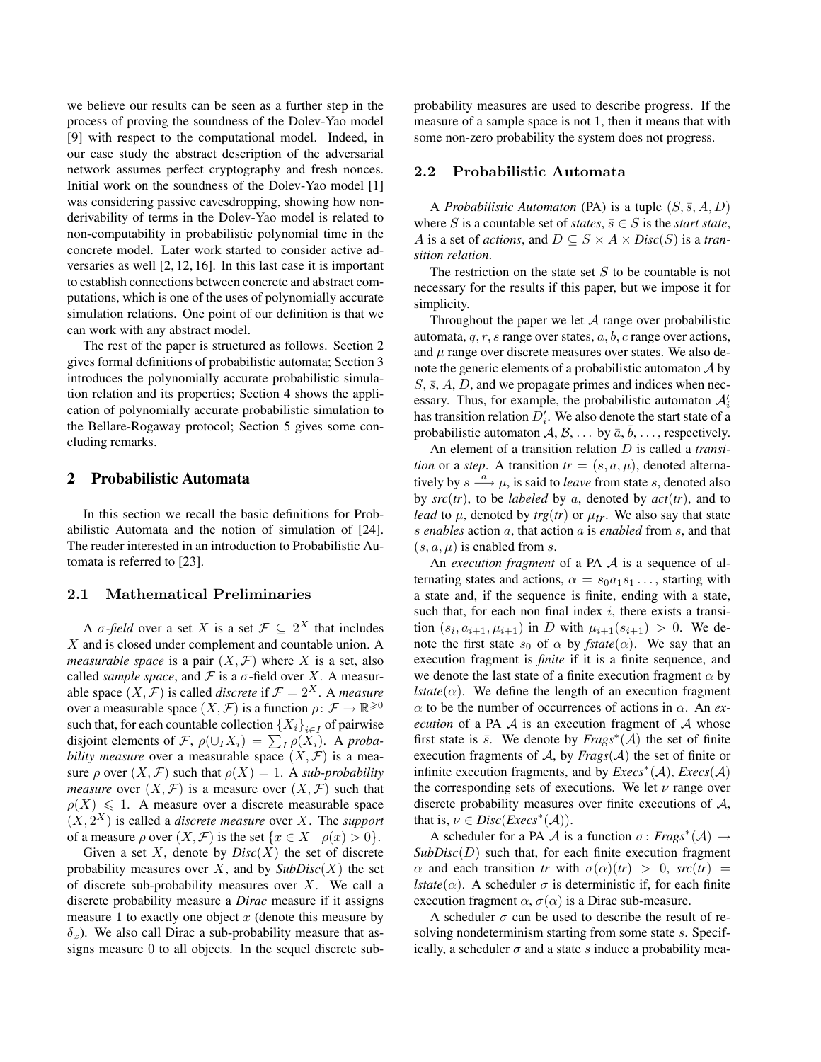we believe our results can be seen as a further step in the process of proving the soundness of the Dolev-Yao model [9] with respect to the computational model. Indeed, in our case study the abstract description of the adversarial network assumes perfect cryptography and fresh nonces. Initial work on the soundness of the Dolev-Yao model [1] was considering passive eavesdropping, showing how non-derivability of terms in the Dolev-Yao model is related to non-computability in probabilistic polynomial time in the concrete model. Later work started to consider active adversaries as well [2, 12, 16]. In this last case it is important to establish connections between concrete and abstract computations, which is one of the uses of polynomially accurate simulation relations. One point of our definition is that we can work with any abstract model.

The rest of the paper is structured as follows. Section 2 gives formal definitions of probabilistic automata; Section 3 introduces the polynomially accurate probabilistic simulation relation and its properties; Section 4 shows the application of polynomially accurate probabilistic simulation to the Bellare-Rogaway protocol; Section 5 gives some concluding remarks.

## 2 Probabilistic Automata

In this section we recall the basic definitions for Probabilistic Automata and the notion of simulation of [24]. The reader interested in an introduction to Probabilistic Automata is referred to [23].

### 2.1 Mathematical Preliminaries

A *σ-field* over a set $X$ is a set $\mathcal{F} \subseteq 2^X$ that includes $X$ and is closed under complement and countable union. A *measurable space* is a pair $(X, \mathcal{F})$ where $X$ is a set, also called *sample space*, and $\mathcal{F}$ is a σ-field over $X$. A measurable space $(X, \mathcal{F})$ is called *discrete* if $\mathcal{F} = 2^X$. A *measure* over a measurable space $(X, \mathcal{F})$ is a function $\rho \colon \mathcal{F} \to \mathbb{R}^{\geqslant 0}$ such that, for each countable collection $\{X_i\}_{i \in I}$ of pairwise disjoint elements of $\mathcal{F}$, $\rho(\cup_I X_i) = \sum_I \rho(X_i)$. A *probability measure* over a measurable space $(X, \mathcal{F})$ is a measure $\rho$ over $(X, \mathcal{F})$ such that $\rho(X) = 1$. A *sub-probability measure* over $(X, \mathcal{F})$ is a measure over $(X, \mathcal{F})$ such that $\rho(X) \leqslant 1$. A measure over a discrete measurable space $(X, 2^X)$ is called a *discrete measure* over $X$. The *support* of a measure $\rho$ over $(X, \mathcal{F})$ is the set $\{x \in X \mid \rho(x) > 0\}$.

Given a set $X$, denote by $\mathit{Disc}(X)$ the set of discrete probability measures over $X$, and by $\mathit{SubDisc}(X)$ the set of discrete sub-probability measures over $X$. We call a discrete probability measure a *Dirac* measure if it assigns measure 1 to exactly one object $x$ (denote this measure by $\delta_x$). We also call Dirac a sub-probability measure that assigns measure 0 to all objects. In the sequel discrete sub-probability measures are used to describe progress. If the measure of a sample space is not 1, then it means that with some non-zero probability the system does not progress.

### 2.2 Probabilistic Automata

A *Probabilistic Automaton* (PA) is a tuple $(S, \bar{s}, A, D)$ where $S$ is a countable set of *states*, $\bar{s} \in S$ is the *start state*, $A$ is a set of *actions*, and $D \subseteq S \times A \times \mathit{Disc}(S)$ is a *transition relation*.

The restriction on the state set $S$ to be countable is not necessary for the results if this paper, but we impose it for simplicity.

Throughout the paper we let $\mathcal{A}$ range over probabilistic automata, $q, r, s$ range over states, $a, b, c$ range over actions, and $\mu$ range over discrete measures over states. We also denote the generic elements of a probabilistic automaton $\mathcal{A}$ by $S$, $\bar{s}$, $A$, $D$, and we propagate primes and indices when necessary. Thus, for example, the probabilistic automaton $\mathcal{A}'_i$ has transition relation $D'_i$. We also denote the start state of a probabilistic automaton $\mathcal{A}, \mathcal{B}, \ldots$ by $\bar{a}, \bar{b}, \ldots$, respectively.

An element of a transition relation $D$ is called a *transition* or a *step*. A transition $\mathit{tr} = (s, a, \mu)$, denoted alternatively by $s \xrightarrow{a} \mu$, is said to *leave* from state $s$, denoted also by $\mathit{src}(\mathit{tr})$, to be *labeled* by $a$, denoted by $\mathit{act}(\mathit{tr})$, and to *lead* to $\mu$, denoted by $\mathit{trg}(\mathit{tr})$ or $\mu_{\mathit{tr}}$. We also say that state $s$ *enables* action $a$, that action $a$ is *enabled* from $s$, and that $(s, a, \mu)$ is enabled from $s$.

An *execution fragment* of a PA $\mathcal{A}$ is a sequence of alternating states and actions, $\alpha = s_0 a_1 s_1 \ldots$, starting with a state and, if the sequence is finite, ending with a state, such that, for each non final index $i$, there exists a transition $(s_i, a_{i+1}, \mu_{i+1})$ in $D$ with $\mu_{i+1}(s_{i+1}) > 0$. We denote the first state $s_0$ of $\alpha$ by $\mathit{fstate}(\alpha)$. We say that an execution fragment is *finite* if it is a finite sequence, and we denote the last state of a finite execution fragment $\alpha$ by $\mathit{lstate}(\alpha)$. We define the length of an execution fragment $\alpha$ to be the number of occurrences of actions in $\alpha$. An *execution* of a PA $\mathcal{A}$ is an execution fragment of $\mathcal{A}$ whose first state is $\bar{s}$. We denote by $\mathit{Frags}^*(\mathcal{A})$ the set of finite execution fragments of $\mathcal{A}$, by $\mathit{Frags}(\mathcal{A})$ the set of finite or infinite execution fragments, and by $\mathit{Execs}^*(\mathcal{A})$, $\mathit{Execs}(\mathcal{A})$ the corresponding sets of executions. We let $\nu$ range over discrete probability measures over finite executions of $\mathcal{A}$, that is, $\nu \in \mathit{Disc}(\mathit{Execs}^*(\mathcal{A}))$.

A scheduler for a PA $\mathcal{A}$ is a function $\sigma \colon \mathit{Frags}^*(\mathcal{A}) \to \mathit{SubDisc}(D)$ such that, for each finite execution fragment $\alpha$ and each transition $\mathit{tr}$ with $\sigma(\alpha)(\mathit{tr}) > 0$, $\mathit{src}(\mathit{tr}) = \mathit{lstate}(\alpha)$. A scheduler $\sigma$ is deterministic if, for each finite execution fragment $\alpha$, $\sigma(\alpha)$ is a Dirac sub-measure.

A scheduler $\sigma$ can be used to describe the result of resolving nondeterminism starting from some state $s$. Specifically, a scheduler $\sigma$ and a state $s$ induce a probability mea-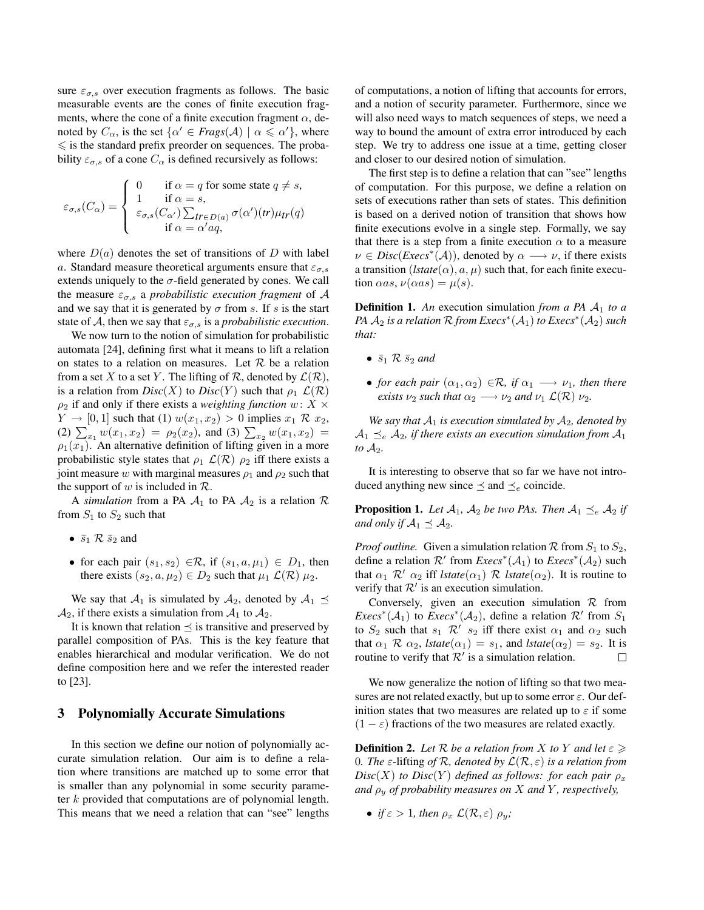sure $\varepsilon_{\sigma,s}$ over execution fragments as follows. The basic measurable events are the cones of finite execution fragments, where the cone of a finite execution fragment $\alpha$, denoted by $C_\alpha$, is the set $\{\alpha' \in \mathit{Frags}(\mathcal{A}) \mid \alpha \leqslant \alpha'\}$, where $\leqslant$ is the standard prefix preorder on sequences. The probability $\varepsilon_{\sigma,s}$ of a cone $C_\alpha$ is defined recursively as follows:

$$\varepsilon_{\sigma,s}(C_\alpha) = \begin{cases} 0 & \text{if } \alpha = q \text{ for some state } q \neq s, \\ 1 & \text{if } \alpha = s, \\ \varepsilon_{\sigma,s}(C_{\alpha'}) \sum_{tr \in D(a)} \sigma(\alpha')(tr)\mu_{tr}(q) & \\ \quad \text{if } \alpha = \alpha' a q, & \end{cases}$$

where $D(a)$ denotes the set of transitions of $D$ with label $a$. Standard measure theoretical arguments ensure that $\varepsilon_{\sigma,s}$ extends uniquely to the $\sigma$-field generated by cones. We call the measure $\varepsilon_{\sigma,s}$ a *probabilistic execution fragment* of $\mathcal{A}$ and we say that it is generated by $\sigma$ from $s$. If $s$ is the start state of $\mathcal{A}$, then we say that $\varepsilon_{\sigma,s}$ is a *probabilistic execution*.

We now turn to the notion of simulation for probabilistic automata [24], defining first what it means to lift a relation on states to a relation on measures. Let $\mathcal{R}$ be a relation from a set $X$ to a set $Y$. The lifting of $\mathcal{R}$, denoted by $\mathcal{L}(\mathcal{R})$, is a relation from $\mathit{Disc}(X)$ to $\mathit{Disc}(Y)$ such that $\rho_1 \; \mathcal{L}(\mathcal{R}) \; \rho_2$ if and only if there exists a *weighting function* $w\colon X \times Y \to [0,1]$ such that (1) $w(x_1, x_2) > 0$ implies $x_1 \; \mathcal{R} \; x_2$, (2) $\sum_{x_1} w(x_1, x_2) = \rho_2(x_2)$, and (3) $\sum_{x_2} w(x_1, x_2) = \rho_1(x_1)$. An alternative definition of lifting given in a more probabilistic style states that $\rho_1 \; \mathcal{L}(\mathcal{R}) \; \rho_2$ iff there exists a joint measure $w$ with marginal measures $\rho_1$ and $\rho_2$ such that the support of $w$ is included in $\mathcal{R}$.

A *simulation* from a PA $\mathcal{A}_1$ to PA $\mathcal{A}_2$ is a relation $\mathcal{R}$ from $S_1$ to $S_2$ such that

- $\bar{s}_1 \; \mathcal{R} \; \bar{s}_2$ and
- for each pair $(s_1, s_2) \in \mathcal{R}$, if $(s_1, a, \mu_1) \in D_1$, then there exists $(s_2, a, \mu_2) \in D_2$ such that $\mu_1 \; \mathcal{L}(\mathcal{R}) \; \mu_2$.

We say that $\mathcal{A}_1$ is simulated by $\mathcal{A}_2$, denoted by $\mathcal{A}_1 \preceq \mathcal{A}_2$, if there exists a simulation from $\mathcal{A}_1$ to $\mathcal{A}_2$.

It is known that relation $\preceq$ is transitive and preserved by parallel composition of PAs. This is the key feature that enables hierarchical and modular verification. We do not define composition here and we refer the interested reader to [23].

## 3 Polynomially Accurate Simulations

In this section we define our notion of polynomially accurate simulation relation. Our aim is to define a relation where transitions are matched up to some error that is smaller than any polynomial in some security parameter $k$ provided that computations are of polynomial length. This means that we need a relation that can "see" lengths of computations, a notion of lifting that accounts for errors, and a notion of security parameter. Furthermore, since we will also need ways to match sequences of steps, we need a way to bound the amount of extra error introduced by each step. We try to address one issue at a time, getting closer and closer to our desired notion of simulation.

The first step is to define a relation that can "see" lengths of computation. For this purpose, we define a relation on sets of executions rather than sets of states. This definition is based on a derived notion of transition that shows how finite executions evolve in a single step. Formally, we say that there is a step from a finite execution $\alpha$ to a measure $\nu \in \mathit{Disc}(\mathit{Execs}^*(\mathcal{A}))$, denoted by $\alpha \longrightarrow \nu$, if there exists a transition $(\mathit{lstate}(\alpha), a, \mu)$ such that, for each finite execution $\alpha a s$, $\nu(\alpha a s) = \mu(s)$.

**Definition 1.** *An* execution simulation *from a PA $\mathcal{A}_1$ to a PA $\mathcal{A}_2$ is a relation $\mathcal{R}$ from $\mathit{Execs}^*(\mathcal{A}_1)$ to $\mathit{Execs}^*(\mathcal{A}_2)$ such that:*

- *$\bar{s}_1 \; \mathcal{R} \; \bar{s}_2$ and*
- *for each pair $(\alpha_1, \alpha_2) \in \mathcal{R}$, if $\alpha_1 \longrightarrow \nu_1$, then there exists $\nu_2$ such that $\alpha_2 \longrightarrow \nu_2$ and $\nu_1 \; \mathcal{L}(\mathcal{R}) \; \nu_2$.*

*We say that $\mathcal{A}_1$ is execution simulated by $\mathcal{A}_2$, denoted by $\mathcal{A}_1 \preceq_e \mathcal{A}_2$, if there exists an execution simulation from $\mathcal{A}_1$ to $\mathcal{A}_2$.*

It is interesting to observe that so far we have not introduced anything new since $\preceq$ and $\preceq_e$ coincide.

**Proposition 1.** *Let $\mathcal{A}_1$, $\mathcal{A}_2$ be two PAs. Then $\mathcal{A}_1 \preceq_e \mathcal{A}_2$ if and only if $\mathcal{A}_1 \preceq \mathcal{A}_2$.*

*Proof outline.* Given a simulation relation $\mathcal{R}$ from $S_1$ to $S_2$, define a relation $\mathcal{R}'$ from $\mathit{Execs}^*(\mathcal{A}_1)$ to $\mathit{Execs}^*(\mathcal{A}_2)$ such that $\alpha_1 \; \mathcal{R}' \; \alpha_2$ iff $\mathit{lstate}(\alpha_1) \; \mathcal{R} \; \mathit{lstate}(\alpha_2)$. It is routine to verify that $\mathcal{R}'$ is an execution simulation.

Conversely, given an execution simulation $\mathcal{R}$ from $\mathit{Execs}^*(\mathcal{A}_1)$ to $\mathit{Execs}^*(\mathcal{A}_2)$, define a relation $\mathcal{R}'$ from $S_1$ to $S_2$ such that $s_1 \; \mathcal{R}' \; s_2$ iff there exist $\alpha_1$ and $\alpha_2$ such that $\alpha_1 \; \mathcal{R} \; \alpha_2$, $\mathit{lstate}(\alpha_1) = s_1$, and $\mathit{lstate}(\alpha_2) = s_2$. It is routine to verify that $\mathcal{R}'$ is a simulation relation. □

We now generalize the notion of lifting so that two measures are not related exactly, but up to some error $\varepsilon$. Our definition states that two measures are related up to $\varepsilon$ if some $(1-\varepsilon)$ fractions of the two measures are related exactly.

**Definition 2.** *Let $\mathcal{R}$ be a relation from $X$ to $Y$ and let $\varepsilon \geqslant 0$. The* $\varepsilon$-lifting *of $\mathcal{R}$, denoted by $\mathcal{L}(\mathcal{R}, \varepsilon)$ is a relation from $\mathit{Disc}(X)$ to $\mathit{Disc}(Y)$ defined as follows: for each pair $\rho_x$ and $\rho_y$ of probability measures on $X$ and $Y$, respectively,*

- *if $\varepsilon > 1$, then $\rho_x \; \mathcal{L}(\mathcal{R}, \varepsilon) \; \rho_y$;*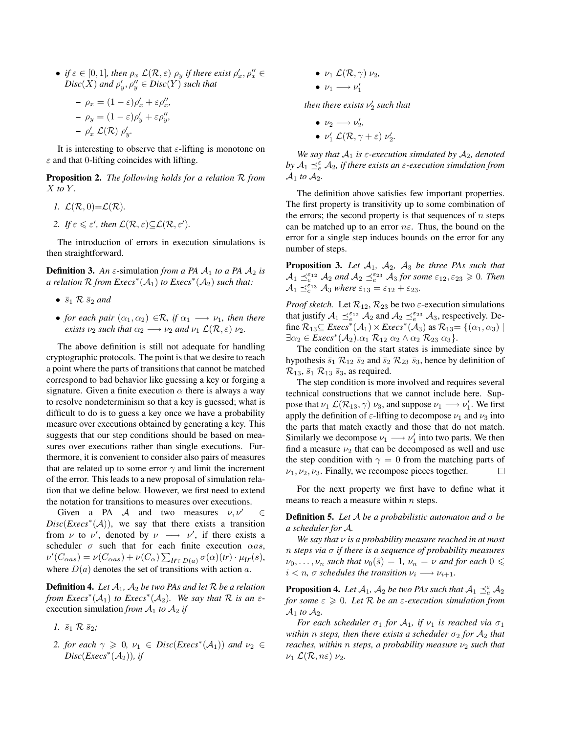- *if $\varepsilon \in [0,1]$, then $\rho_x\ \mathcal{L}(\mathcal{R},\varepsilon)\ \rho_y$ if there exist $\rho'_x, \rho''_x \in$ Disc$(X)$ and $\rho'_y, \rho''_y \in$ Disc$(Y)$ such that*
  - $\rho_x = (1-\varepsilon)\rho'_x + \varepsilon\rho''_x$,
  - $\rho_y = (1-\varepsilon)\rho'_y + \varepsilon\rho''_y$,
  - $\rho'_x\ \mathcal{L}(\mathcal{R})\ \rho'_y$.

It is interesting to observe that $\varepsilon$-lifting is monotone on $\varepsilon$ and that 0-lifting coincides with lifting.

**Proposition 2.** *The following holds for a relation $\mathcal{R}$ from $X$ to $Y$.*

1. $\mathcal{L}(\mathcal{R}, 0)$=$\mathcal{L}(\mathcal{R})$.
2. *If $\varepsilon \leqslant \varepsilon'$, then $\mathcal{L}(\mathcal{R},\varepsilon) \subseteq \mathcal{L}(\mathcal{R},\varepsilon')$.*

The introduction of errors in execution simulations is then straightforward.

**Definition 3.** *An $\varepsilon$-*simulation *from a PA $\mathcal{A}_1$ to a PA $\mathcal{A}_2$ is a relation $\mathcal{R}$ from Execs$^*(\mathcal{A}_1)$ to Execs$^*(\mathcal{A}_2)$ such that:*

- $\bar{s}_1\ \mathcal{R}\ \bar{s}_2$ *and*
- *for each pair $(\alpha_1,\alpha_2) \in \mathcal{R}$, if $\alpha_1 \longrightarrow \nu_1$, then there exists $\nu_2$ such that $\alpha_2 \longrightarrow \nu_2$ and $\nu_1\ \mathcal{L}(\mathcal{R},\varepsilon)\ \nu_2$.*

The above definition is still not adequate for handling cryptographic protocols. The point is that we desire to reach a point where the parts of transitions that cannot be matched correspond to bad behavior like guessing a key or forging a signature. Given a finite execution $\alpha$ there is always a way to resolve nondeterminism so that a key is guessed; what is difficult to do is to guess a key once we have a probability measure over executions obtained by generating a key. This suggests that our step conditions should be based on measures over executions rather than single executions. Furthermore, it is convenient to consider also pairs of measures that are related up to some error $\gamma$ and limit the increment of the error. This leads to a new proposal of simulation relation that we define below. However, we first need to extend the notation for transitions to measures over executions.

Given a PA $\mathcal{A}$ and two measures $\nu, \nu' \in$ *Disc*(*Execs*$^*(\mathcal{A})$), we say that there exists a transition from $\nu$ to $\nu'$, denoted by $\nu \longrightarrow \nu'$, if there exists a scheduler $\sigma$ such that for each finite execution $\alpha a s$, $\nu'(C_{\alpha a s}) = \nu(C_{\alpha a s}) + \nu(C_\alpha)\sum_{tr \in D(a)} \sigma(\alpha)(tr)\cdot \mu_{tr}(s)$, where $D(a)$ denotes the set of transitions with action $a$.

**Definition 4.** *Let $\mathcal{A}_1$, $\mathcal{A}_2$ be two PAs and let $\mathcal{R}$ be a relation from Execs$^*(\mathcal{A}_1)$ to Execs$^*(\mathcal{A}_2)$. We say that $\mathcal{R}$ is an $\varepsilon$-*execution simulation *from $\mathcal{A}_1$ to $\mathcal{A}_2$ if*

1. $\bar{s}_1\ \mathcal{R}\ \bar{s}_2$;
2. *for each $\gamma \geqslant 0$, $\nu_1 \in$ Disc(Execs$^*(\mathcal{A}_1)$) and $\nu_2 \in$ Disc(Execs$^*(\mathcal{A}_2)$), if*
   - $\nu_1\ \mathcal{L}(\mathcal{R},\gamma)\ \nu_2$,
   - $\nu_1 \longrightarrow \nu'_1$

   *then there exists $\nu'_2$ such that*

   - $\nu_2 \longrightarrow \nu'_2$,
   - $\nu'_1\ \mathcal{L}(\mathcal{R},\gamma+\varepsilon)\ \nu'_2$.

*We say that $\mathcal{A}_1$ is $\varepsilon$-execution simulated by $\mathcal{A}_2$, denoted by $\mathcal{A}_1 \preceq_e^\varepsilon \mathcal{A}_2$, if there exists an $\varepsilon$-execution simulation from $\mathcal{A}_1$ to $\mathcal{A}_2$.*

The definition above satisfies few important properties. The first property is transitivity up to some combination of the errors; the second property is that sequences of $n$ steps can be matched up to an error $n\varepsilon$. Thus, the bound on the error for a single step induces bounds on the error for any number of steps.

**Proposition 3.** *Let $\mathcal{A}_1$, $\mathcal{A}_2$, $\mathcal{A}_3$ be three PAs such that $\mathcal{A}_1 \preceq_e^{\varepsilon_{12}} \mathcal{A}_2$ and $\mathcal{A}_2 \preceq_e^{\varepsilon_{23}} \mathcal{A}_3$ for some $\varepsilon_{12}, \varepsilon_{23} \geqslant 0$. Then $\mathcal{A}_1 \preceq_e^{\varepsilon_{13}} \mathcal{A}_3$ where $\varepsilon_{13} = \varepsilon_{12} + \varepsilon_{23}$.*

*Proof sketch.* Let $\mathcal{R}_{12}$, $\mathcal{R}_{23}$ be two $\varepsilon$-execution simulations that justify $\mathcal{A}_1 \preceq_e^{\varepsilon_{12}} \mathcal{A}_2$ and $\mathcal{A}_2 \preceq_e^{\varepsilon_{23}} \mathcal{A}_3$, respectively. Define $\mathcal{R}_{13} \subseteq$ *Execs*$^*(\mathcal{A}_1) \times$ *Execs*$^*(\mathcal{A}_3)$ as $\mathcal{R}_{13} = \{(\alpha_1,\alpha_3) \mid \exists \alpha_2 \in$ *Execs*$^*(\mathcal{A}_2).\alpha_1\ \mathcal{R}_{12}\ \alpha_2 \wedge \alpha_2\ \mathcal{R}_{23}\ \alpha_3\}$.

The condition on the start states is immediate since by hypothesis $\bar{s}_1\ \mathcal{R}_{12}\ \bar{s}_2$ and $\bar{s}_2\ \mathcal{R}_{23}\ \bar{s}_3$, hence by definition of $\mathcal{R}_{13}$, $\bar{s}_1\ \mathcal{R}_{13}\ \bar{s}_3$, as required.

The step condition is more involved and requires several technical constructions that we cannot include here. Suppose that $\nu_1\ \mathcal{L}(\mathcal{R}_{13},\gamma)\ \nu_3$, and suppose $\nu_1 \longrightarrow \nu'_1$. We first apply the definition of $\varepsilon$-lifting to decompose $\nu_1$ and $\nu_3$ into the parts that match exactly and those that do not match. Similarly we decompose $\nu_1 \longrightarrow \nu'_1$ into two parts. We then find a measure $\nu_2$ that can be decomposed as well and use the step condition with $\gamma = 0$ from the matching parts of $\nu_1, \nu_2, \nu_3$. Finally, we recompose pieces together. $\square$

For the next property we first have to define what it means to reach a measure within $n$ steps.

**Definition 5.** *Let $\mathcal{A}$ be a probabilistic automaton and $\sigma$ be a scheduler for $\mathcal{A}$.*

*We say that $\nu$ is a probability measure reached in at most $n$ steps via $\sigma$ if there is a sequence of probability measures $\nu_0,\ldots,\nu_n$ such that $\nu_0(\bar{s}) = 1$, $\nu_n = \nu$ and for each $0 \leqslant i < n$, $\sigma$ schedules the transition $\nu_i \longrightarrow \nu_{i+1}$.*

**Proposition 4.** *Let $\mathcal{A}_1$, $\mathcal{A}_2$ be two PAs such that $\mathcal{A}_1 \preceq_e^\varepsilon \mathcal{A}_2$ for some $\varepsilon \geqslant 0$. Let $\mathcal{R}$ be an $\varepsilon$-execution simulation from $\mathcal{A}_1$ to $\mathcal{A}_2$.*

*For each scheduler $\sigma_1$ for $\mathcal{A}_1$, if $\nu_1$ is reached via $\sigma_1$ within $n$ steps, then there exists a scheduler $\sigma_2$ for $\mathcal{A}_2$ that reaches, within $n$ steps, a probability measure $\nu_2$ such that $\nu_1\ \mathcal{L}(\mathcal{R}, n\varepsilon)\ \nu_2$.*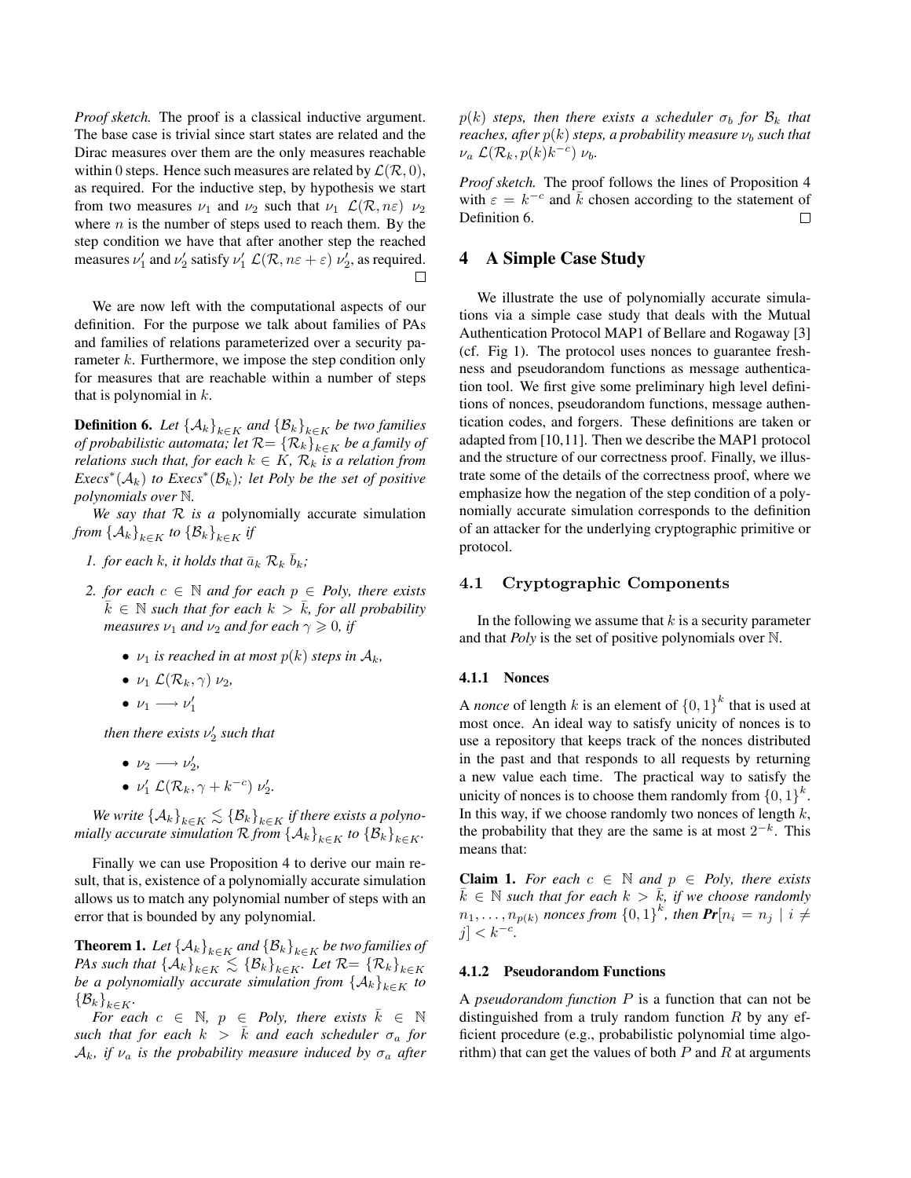*Proof sketch.* The proof is a classical inductive argument. The base case is trivial since start states are related and the Dirac measures over them are the only measures reachable within 0 steps. Hence such measures are related by $\mathcal{L}(\mathcal{R}, 0)$, as required. For the inductive step, by hypothesis we start from two measures $\nu_1$ and $\nu_2$ such that $\nu_1 \ \mathcal{L}(\mathcal{R}, n\varepsilon) \ \nu_2$ where $n$ is the number of steps used to reach them. By the step condition we have that after another step the reached measures $\nu_1'$ and $\nu_2'$ satisfy $\nu_1' \ \mathcal{L}(\mathcal{R}, n\varepsilon + \varepsilon) \ \nu_2'$, as required. □

We are now left with the computational aspects of our definition. For the purpose we talk about families of PAs and families of relations parameterized over a security parameter $k$. Furthermore, we impose the step condition only for measures that are reachable within a number of steps that is polynomial in $k$.

**Definition 6.** *Let $\{\mathcal{A}_k\}_{k \in K}$ and $\{\mathcal{B}_k\}_{k \in K}$ be two families of probabilistic automata; let $\mathcal{R} = \{\mathcal{R}_k\}_{k \in K}$ be a family of relations such that, for each $k \in K$, $\mathcal{R}_k$ is a relation from $Execs^*(\mathcal{A}_k)$ to $Execs^*(\mathcal{B}_k)$; let Poly be the set of positive polynomials over $\mathbb{N}$.*

*We say that $\mathcal{R}$ is a* polynomially accurate simulation *from $\{\mathcal{A}_k\}_{k \in K}$ to $\{\mathcal{B}_k\}_{k \in K}$ if*

1. *for each $k$, it holds that $\bar{a}_k \ \mathcal{R}_k \ \bar{b}_k$;*
2. *for each $c \in \mathbb{N}$ and for each $p \in Poly$, there exists $\bar{k} \in \mathbb{N}$ such that for each $k > \bar{k}$, for all probability measures $\nu_1$ and $\nu_2$ and for each $\gamma \geqslant 0$, if*
   - *$\nu_1$ is reached in at most $p(k)$ steps in $\mathcal{A}_k$,*
   - *$\nu_1 \ \mathcal{L}(\mathcal{R}_k, \gamma) \ \nu_2$,*
   - *$\nu_1 \longrightarrow \nu_1'$*

   *then there exists $\nu_2'$ such that*

   - *$\nu_2 \longrightarrow \nu_2'$,*
   - *$\nu_1' \ \mathcal{L}(\mathcal{R}_k, \gamma + k^{-c}) \ \nu_2'$.*

*We write $\{\mathcal{A}_k\}_{k \in K} \lesssim \{\mathcal{B}_k\}_{k \in K}$ if there exists a polynomially accurate simulation $\mathcal{R}$ from $\{\mathcal{A}_k\}_{k \in K}$ to $\{\mathcal{B}_k\}_{k \in K}$.*

Finally we can use Proposition 4 to derive our main result, that is, existence of a polynomially accurate simulation allows us to match any polynomial number of steps with an error that is bounded by any polynomial.

**Theorem 1.** *Let $\{\mathcal{A}_k\}_{k \in K}$ and $\{\mathcal{B}_k\}_{k \in K}$ be two families of PAs such that $\{\mathcal{A}_k\}_{k \in K} \lesssim \{\mathcal{B}_k\}_{k \in K}$. Let $\mathcal{R} = \{\mathcal{R}_k\}_{k \in K}$ be a polynomially accurate simulation from $\{\mathcal{A}_k\}_{k \in K}$ to $\{\mathcal{B}_k\}_{k \in K}$.*

*For each $c \in \mathbb{N}$, $p \in$ Poly, there exists $\bar{k} \in \mathbb{N}$ such that for each $k > \bar{k}$ and each scheduler $\sigma_a$ for $\mathcal{A}_k$, if $\nu_a$ is the probability measure induced by $\sigma_a$ after $p(k)$ steps, then there exists a scheduler $\sigma_b$ for $\mathcal{B}_k$ that reaches, after $p(k)$ steps, a probability measure $\nu_b$ such that $\nu_a \ \mathcal{L}(\mathcal{R}_k, p(k)k^{-c}) \ \nu_b$.*

*Proof sketch.* The proof follows the lines of Proposition 4 with $\varepsilon = k^{-c}$ and $\bar{k}$ chosen according to the statement of Definition 6. □

## 4 A Simple Case Study

We illustrate the use of polynomially accurate simulations via a simple case study that deals with the Mutual Authentication Protocol MAP1 of Bellare and Rogaway [3] (cf. Fig 1). The protocol uses nonces to guarantee freshness and pseudorandom functions as message authentication tool. We first give some preliminary high level definitions of nonces, pseudorandom functions, message authentication codes, and forgers. These definitions are taken or adapted from [10,11]. Then we describe the MAP1 protocol and the structure of our correctness proof. Finally, we illustrate some of the details of the correctness proof, where we emphasize how the negation of the step condition of a polynomially accurate simulation corresponds to the definition of an attacker for the underlying cryptographic primitive or protocol.

### 4.1 Cryptographic Components

In the following we assume that $k$ is a security parameter and that *Poly* is the set of positive polynomials over $\mathbb{N}$.

#### 4.1.1 Nonces

A *nonce* of length $k$ is an element of $\{0,1\}^k$ that is used at most once. An ideal way to satisfy unicity of nonces is to use a repository that keeps track of the nonces distributed in the past and that responds to all requests by returning a new value each time. The practical way to satisfy the unicity of nonces is to choose them randomly from $\{0,1\}^k$. In this way, if we choose randomly two nonces of length $k$, the probability that they are the same is at most $2^{-k}$. This means that:

**Claim 1.** *For each $c \in \mathbb{N}$ and $p \in$ Poly, there exists $\bar{k} \in \mathbb{N}$ such that for each $k > \bar{k}$, if we choose randomly $n_1, \ldots, n_{p(k)}$ nonces from $\{0,1\}^k$, then* ***Pr***$[n_i = n_j \mid i \neq j] < k^{-c}$.

#### 4.1.2 Pseudorandom Functions

A *pseudorandom function* $P$ is a function that can not be distinguished from a truly random function $R$ by any efficient procedure (e.g., probabilistic polynomial time algorithm) that can get the values of both $P$ and $R$ at arguments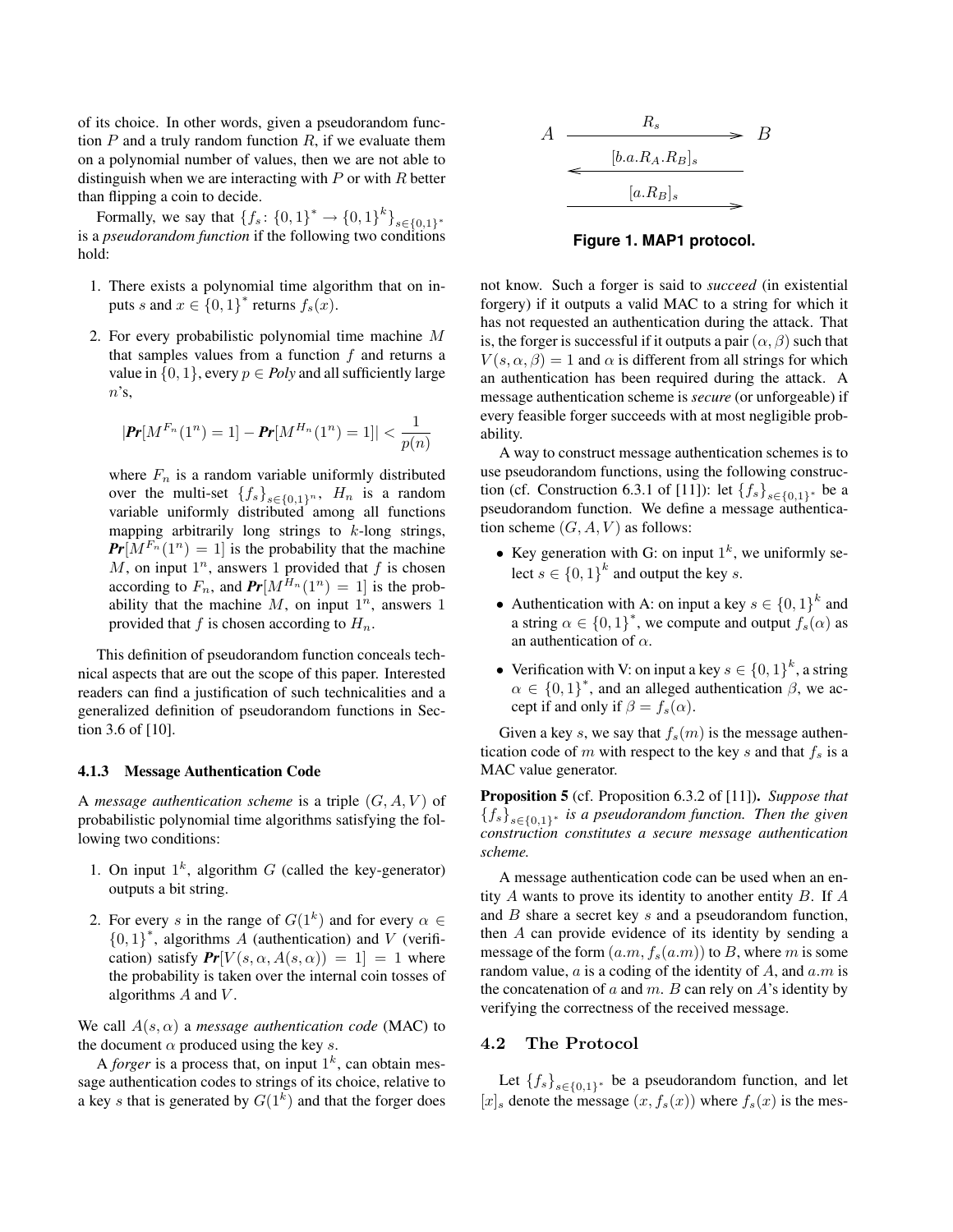of its choice. In other words, given a pseudorandom function $P$ and a truly random function $R$, if we evaluate them on a polynomial number of values, then we are not able to distinguish when we are interacting with $P$ or with $R$ better than flipping a coin to decide.

Formally, we say that $\{f_s\colon \{0,1\}^* \to \{0,1\}^k\}_{s\in\{0,1\}^*}$ is a *pseudorandom function* if the following two conditions hold:

1. There exists a polynomial time algorithm that on inputs $s$ and $x \in \{0,1\}^*$ returns $f_s(x)$.
2. For every probabilistic polynomial time machine $M$ that samples values from a function $f$ and returns a value in $\{0,1\}$, every $p \in$ *Poly* and all sufficiently large $n$'s,

$$|\boldsymbol{Pr}[M^{F_n}(1^n) = 1] - \boldsymbol{Pr}[M^{H_n}(1^n) = 1]| < \frac{1}{p(n)}$$

   where $F_n$ is a random variable uniformly distributed over the multi-set $\{f_s\}_{s\in\{0,1\}^n}$, $H_n$ is a random variable uniformly distributed among all functions mapping arbitrarily long strings to $k$-long strings, $\boldsymbol{Pr}[M^{F_n}(1^n) = 1]$ is the probability that the machine $M$, on input $1^n$, answers 1 provided that $f$ is chosen according to $F_n$, and $\boldsymbol{Pr}[M^{H_n}(1^n) = 1]$ is the probability that the machine $M$, on input $1^n$, answers 1 provided that $f$ is chosen according to $H_n$.

This definition of pseudorandom function conceals technical aspects that are out the scope of this paper. Interested readers can find a justification of such technicalities and a generalized definition of pseudorandom functions in Section 3.6 of [10].

#### 4.1.3 Message Authentication Code

A *message authentication scheme* is a triple $(G, A, V)$ of probabilistic polynomial time algorithms satisfying the following two conditions:

1. On input $1^k$, algorithm $G$ (called the key-generator) outputs a bit string.
2. For every $s$ in the range of $G(1^k)$ and for every $\alpha \in \{0,1\}^*$, algorithms $A$ (authentication) and $V$ (verification) satisfy $\boldsymbol{Pr}[V(s, \alpha, A(s, \alpha)) = 1] = 1$ where the probability is taken over the internal coin tosses of algorithms $A$ and $V$.

We call $A(s, \alpha)$ a *message authentication code* (MAC) to the document $\alpha$ produced using the key $s$.

A *forger* is a process that, on input $1^k$, can obtain message authentication codes to strings of its choice, relative to a key $s$ that is generated by $G(1^k)$ and that the forger does not know. Such a forger is said to *succeed* (in existential forgery) if it outputs a valid MAC to a string for which it has not requested an authentication during the attack. That is, the forger is successful if it outputs a pair $(\alpha, \beta)$ such that $V(s, \alpha, \beta) = 1$ and $\alpha$ is different from all strings for which an authentication has been required during the attack. A message authentication scheme is *secure* (or unforgeable) if every feasible forger succeeds with at most negligible probability.

A way to construct message authentication schemes is to use pseudorandom functions, using the following construction (cf. Construction 6.3.1 of [11]): let $\{f_s\}_{s\in\{0,1\}^*}$ be a pseudorandom function. We define a message authentication scheme $(G, A, V)$ as follows:

- Key generation with G: on input $1^k$, we uniformly select $s \in \{0,1\}^k$ and output the key $s$.
- Authentication with A: on input a key $s \in \{0,1\}^k$ and a string $\alpha \in \{0,1\}^*$, we compute and output $f_s(\alpha)$ as an authentication of $\alpha$.
- Verification with V: on input a key $s \in \{0,1\}^k$, a string $\alpha \in \{0,1\}^*$, and an alleged authentication $\beta$, we accept if and only if $\beta = f_s(\alpha)$.

Given a key $s$, we say that $f_s(m)$ is the message authentication code of $m$ with respect to the key $s$ and that $f_s$ is a MAC value generator.

**Proposition 5** (cf. Proposition 6.3.2 of [11])**.** *Suppose that $\{f_s\}_{s\in\{0,1\}^*}$ is a pseudorandom function. Then the given construction constitutes a secure message authentication scheme.*

A message authentication code can be used when an entity $A$ wants to prove its identity to another entity $B$. If $A$ and $B$ share a secret key $s$ and a pseudorandom function, then $A$ can provide evidence of its identity by sending a message of the form $(a.m, f_s(a.m))$ to $B$, where $m$ is some random value, $a$ is a coding of the identity of $A$, and $a.m$ is the concatenation of $a$ and $m$. $B$ can rely on $A$'s identity by verifying the correctness of the received message.

$$\begin{array}{ccc} A & \xrightarrow{\quad R_s \quad} & B \\ & \xleftarrow{\quad [b.a.R_A.R_B]_s \quad} & \\ & \xrightarrow{\quad [a.R_B]_s \quad} & \end{array}$$

**Figure 1. MAP1 protocol.**

### 4.2 The Protocol

Let $\{f_s\}_{s\in\{0,1\}^*}$ be a pseudorandom function, and let $[x]_s$ denote the message $(x, f_s(x))$ where $f_s(x)$ is the mes-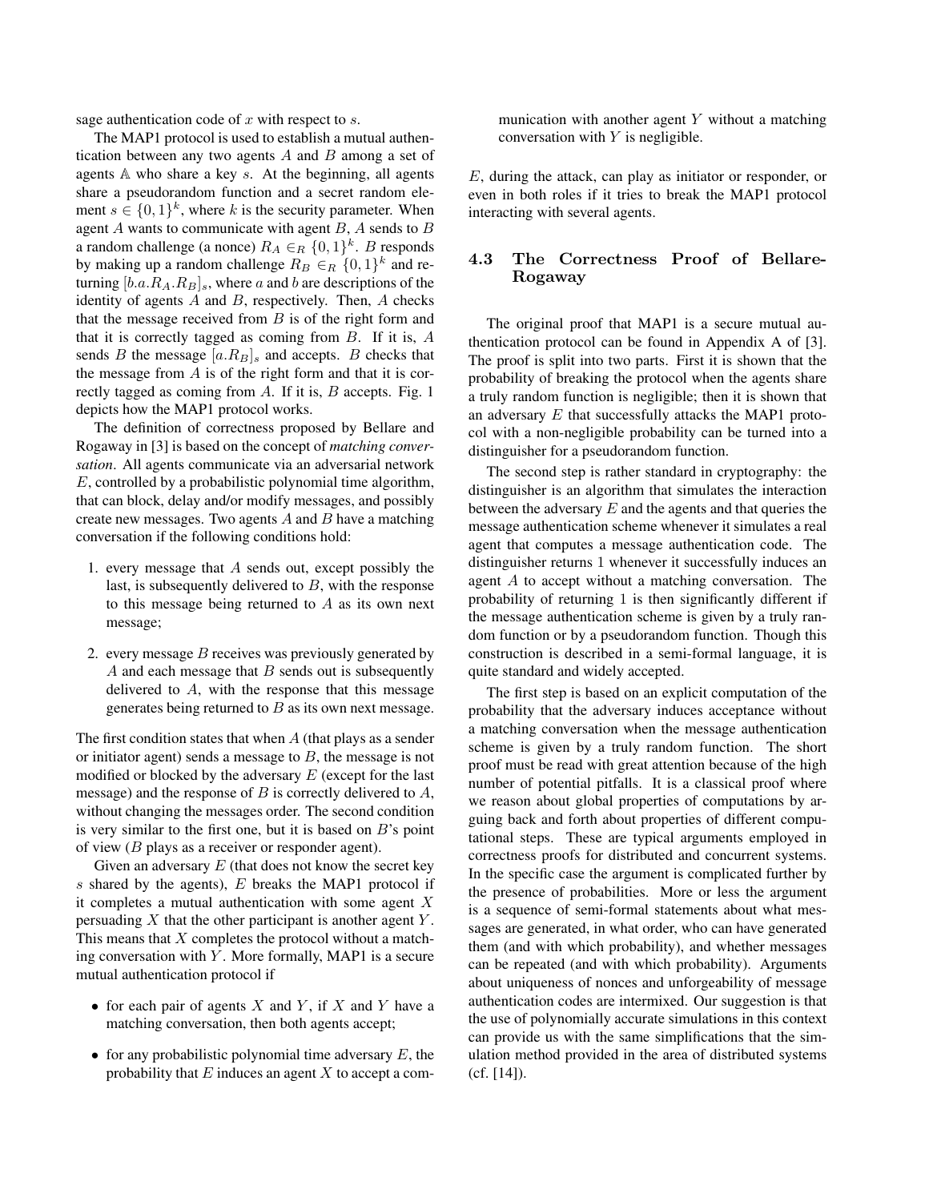sage authentication code of $x$ with respect to $s$.

The MAP1 protocol is used to establish a mutual authentication between any two agents $A$ and $B$ among a set of agents $\mathbb{A}$ who share a key $s$. At the beginning, all agents share a pseudorandom function and a secret random element $s \in \{0,1\}^k$, where $k$ is the security parameter. When agent $A$ wants to communicate with agent $B$, $A$ sends to $B$ a random challenge (a nonce) $R_A \in_R \{0,1\}^k$. $B$ responds by making up a random challenge $R_B \in_R \{0,1\}^k$ and returning $[b.a.R_A.R_B]_s$, where $a$ and $b$ are descriptions of the identity of agents $A$ and $B$, respectively. Then, $A$ checks that the message received from $B$ is of the right form and that it is correctly tagged as coming from $B$. If it is, $A$ sends $B$ the message $[a.R_B]_s$ and accepts. $B$ checks that the message from $A$ is of the right form and that it is correctly tagged as coming from $A$. If it is, $B$ accepts. Fig. 1 depicts how the MAP1 protocol works.

The definition of correctness proposed by Bellare and Rogaway in [3] is based on the concept of *matching conversation*. All agents communicate via an adversarial network $E$, controlled by a probabilistic polynomial time algorithm, that can block, delay and/or modify messages, and possibly create new messages. Two agents $A$ and $B$ have a matching conversation if the following conditions hold:

1. every message that $A$ sends out, except possibly the last, is subsequently delivered to $B$, with the response to this message being returned to $A$ as its own next message;

2. every message $B$ receives was previously generated by $A$ and each message that $B$ sends out is subsequently delivered to $A$, with the response that this message generates being returned to $B$ as its own next message.

The first condition states that when $A$ (that plays as a sender or initiator agent) sends a message to $B$, the message is not modified or blocked by the adversary $E$ (except for the last message) and the response of $B$ is correctly delivered to $A$, without changing the messages order. The second condition is very similar to the first one, but it is based on $B$'s point of view ($B$ plays as a receiver or responder agent).

Given an adversary $E$ (that does not know the secret key $s$ shared by the agents), $E$ breaks the MAP1 protocol if it completes a mutual authentication with some agent $X$ persuading $X$ that the other participant is another agent $Y$. This means that $X$ completes the protocol without a matching conversation with $Y$. More formally, MAP1 is a secure mutual authentication protocol if

- for each pair of agents $X$ and $Y$, if $X$ and $Y$ have a matching conversation, then both agents accept;

- for any probabilistic polynomial time adversary $E$, the probability that $E$ induces an agent $X$ to accept a communication with another agent $Y$ without a matching conversation with $Y$ is negligible.

$E$, during the attack, can play as initiator or responder, or even in both roles if it tries to break the MAP1 protocol interacting with several agents.

### 4.3 The Correctness Proof of Bellare-Rogaway

The original proof that MAP1 is a secure mutual authentication protocol can be found in Appendix A of [3]. The proof is split into two parts. First it is shown that the probability of breaking the protocol when the agents share a truly random function is negligible; then it is shown that an adversary $E$ that successfully attacks the MAP1 protocol with a non-negligible probability can be turned into a distinguisher for a pseudorandom function.

The second step is rather standard in cryptography: the distinguisher is an algorithm that simulates the interaction between the adversary $E$ and the agents and that queries the message authentication scheme whenever it simulates a real agent that computes a message authentication code. The distinguisher returns 1 whenever it successfully induces an agent $A$ to accept without a matching conversation. The probability of returning 1 is then significantly different if the message authentication scheme is given by a truly random function or by a pseudorandom function. Though this construction is described in a semi-formal language, it is quite standard and widely accepted.

The first step is based on an explicit computation of the probability that the adversary induces acceptance without a matching conversation when the message authentication scheme is given by a truly random function. The short proof must be read with great attention because of the high number of potential pitfalls. It is a classical proof where we reason about global properties of computations by arguing back and forth about properties of different computational steps. These are typical arguments employed in correctness proofs for distributed and concurrent systems. In the specific case the argument is complicated further by the presence of probabilities. More or less the argument is a sequence of semi-formal statements about what messages are generated, in what order, who can have generated them (and with which probability), and whether messages can be repeated (and with which probability). Arguments about uniqueness of nonces and unforgeability of message authentication codes are intermixed. Our suggestion is that the use of polynomially accurate simulations in this context can provide us with the same simplifications that the simulation method provided in the area of distributed systems (cf. [14]).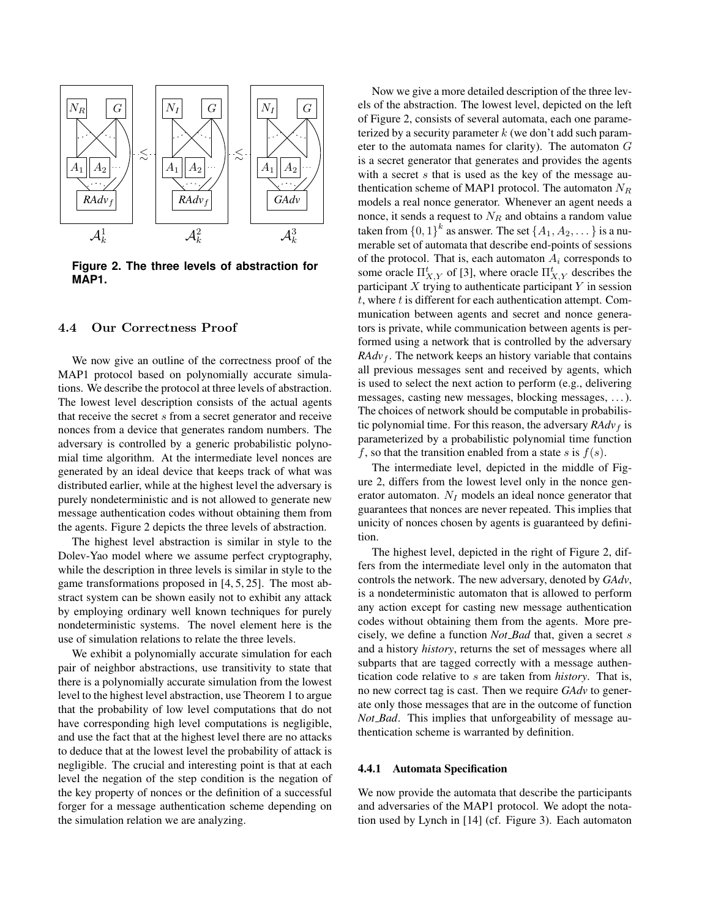$N_R$ $G$ $N_I$ $G$ $N_I$ $G$

$A_1$ $A_2$ $\cdots$ $\lesssim$ $A_1$ $A_2$ $\cdots$ $\lesssim$ $A_1$ $A_2$ $\cdots$

*RAdv*$_f$ *RAdv*$_f$ *GAdv*

$\mathcal{A}_k^1$ $\mathcal{A}_k^2$ $\mathcal{A}_k^3$

**Figure 2. The three levels of abstraction for MAP1.**

### 4.4 Our Correctness Proof

We now give an outline of the correctness proof of the MAP1 protocol based on polynomially accurate simulations. We describe the protocol at three levels of abstraction. The lowest level description consists of the actual agents that receive the secret $s$ from a secret generator and receive nonces from a device that generates random numbers. The adversary is controlled by a generic probabilistic polynomial time algorithm. At the intermediate level nonces are generated by an ideal device that keeps track of what was distributed earlier, while at the highest level the adversary is purely nondeterministic and is not allowed to generate new message authentication codes without obtaining them from the agents. Figure 2 depicts the three levels of abstraction.

The highest level abstraction is similar in style to the Dolev-Yao model where we assume perfect cryptography, while the description in three levels is similar in style to the game transformations proposed in [4, 5, 25]. The most abstract system can be shown easily not to exhibit any attack by employing ordinary well known techniques for purely nondeterministic systems. The novel element here is the use of simulation relations to relate the three levels.

We exhibit a polynomially accurate simulation for each pair of neighbor abstractions, use transitivity to state that there is a polynomially accurate simulation from the lowest level to the highest level abstraction, use Theorem 1 to argue that the probability of low level computations that do not have corresponding high level computations is negligible, and use the fact that at the highest level there are no attacks to deduce that at the lowest level the probability of attack is negligible. The crucial and interesting point is that at each level the negation of the step condition is the negation of the key property of nonces or the definition of a successful forger for a message authentication scheme depending on the simulation relation we are analyzing.

Now we give a more detailed description of the three levels of the abstraction. The lowest level, depicted on the left of Figure 2, consists of several automata, each one parameterized by a security parameter $k$ (we don't add such parameter to the automata names for clarity). The automaton $G$ is a secret generator that generates and provides the agents with a secret $s$ that is used as the key of the message authentication scheme of MAP1 protocol. The automaton $N_R$ models a real nonce generator. Whenever an agent needs a nonce, it sends a request to $N_R$ and obtains a random value taken from $\{0,1\}^k$ as answer. The set $\{A_1, A_2, \dots\}$ is a numerable set of automata that describe end-points of sessions of the protocol. That is, each automaton $A_i$ corresponds to some oracle $\Pi^t_{X,Y}$ of [3], where oracle $\Pi^t_{X,Y}$ describes the participant $X$ trying to authenticate participant $Y$ in session $t$, where $t$ is different for each authentication attempt. Communication between agents and secret and nonce generators is private, while communication between agents is performed using a network that is controlled by the adversary *RAdv*$_f$. The network keeps an history variable that contains all previous messages sent and received by agents, which is used to select the next action to perform (e.g., delivering messages, casting new messages, blocking messages, ...). The choices of network should be computable in probabilistic polynomial time. For this reason, the adversary *RAdv*$_f$ is parameterized by a probabilistic polynomial time function $f$, so that the transition enabled from a state $s$ is $f(s)$.

The intermediate level, depicted in the middle of Figure 2, differs from the lowest level only in the nonce generator automaton. $N_I$ models an ideal nonce generator that guarantees that nonces are never repeated. This implies that unicity of nonces chosen by agents is guaranteed by definition.

The highest level, depicted in the right of Figure 2, differs from the intermediate level only in the automaton that controls the network. The new adversary, denoted by *GAdv*, is a nondeterministic automaton that is allowed to perform any action except for casting new message authentication codes without obtaining them from the agents. More precisely, we define a function *Not_Bad* that, given a secret $s$ and a history *history*, returns the set of messages where all subparts that are tagged correctly with a message authentication code relative to $s$ are taken from *history*. That is, no new correct tag is cast. Then we require *GAdv* to generate only those messages that are in the outcome of function *Not_Bad*. This implies that unforgeability of message authentication scheme is warranted by definition.

#### 4.4.1 Automata Specification

We now provide the automata that describe the participants and adversaries of the MAP1 protocol. We adopt the notation used by Lynch in [14] (cf. Figure 3). Each automaton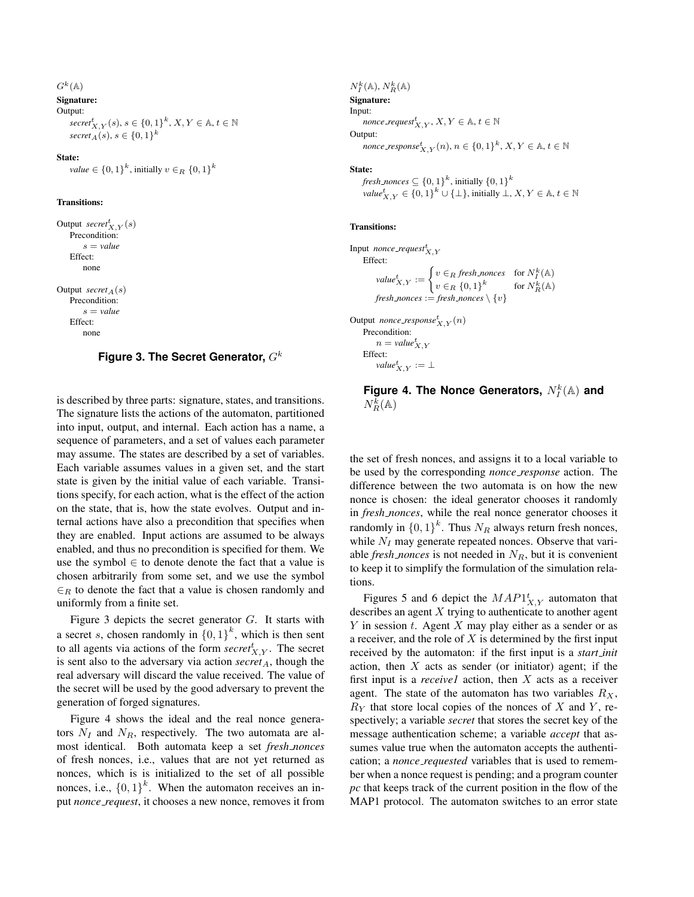$G^k(\mathbb{A})$

**Signature:**

Output:

$\mathit{secret}^t_{X,Y}(s)$, $s \in \{0,1\}^k$, $X, Y \in \mathbb{A}$, $t \in \mathbb{N}$

$\mathit{secret}_A(s)$, $s \in \{0,1\}^k$

**State:**

*value* $\in \{0,1\}^k$, initially $v \in_R \{0,1\}^k$

**Transitions:**

Output $\mathit{secret}^t_{X,Y}(s)$

Precondition:

$s = \mathit{value}$

Effect:

none

Output $\mathit{secret}_A(s)$

Precondition:

$s = \mathit{value}$

Effect:

none

**Figure 3. The Secret Generator, $G^k$**

$N^k_I(\mathbb{A})$, $N^k_R(\mathbb{A})$

**Signature:**

Input:

$\mathit{nonce\_request}^t_{X,Y}$, $X, Y \in \mathbb{A}$, $t \in \mathbb{N}$

Output:

$\mathit{nonce\_response}^t_{X,Y}(n)$, $n \in \{0,1\}^k$, $X, Y \in \mathbb{A}$, $t \in \mathbb{N}$

**State:**

$\mathit{fresh\_nonces} \subseteq \{0,1\}^k$, initially $\{0,1\}^k$

$\mathit{value}^t_{X,Y} \in \{0,1\}^k \cup \{\bot\}$, initially $\bot$, $X, Y \in \mathbb{A}$, $t \in \mathbb{N}$

**Transitions:**

Input $\mathit{nonce\_request}^t_{X,Y}$

Effect:

$$\mathit{value}^t_{X,Y} := \begin{cases} v \in_R \mathit{fresh\_nonces} & \text{for } N^k_I(\mathbb{A}) \\ v \in_R \{0,1\}^k & \text{for } N^k_R(\mathbb{A}) \end{cases}$$

$\mathit{fresh\_nonces} := \mathit{fresh\_nonces} \setminus \{v\}$

Output $\mathit{nonce\_response}^t_{X,Y}(n)$

Precondition:

$n = \mathit{value}^t_{X,Y}$

Effect:

$\mathit{value}^t_{X,Y} := \bot$

**Figure 4. The Nonce Generators, $N^k_I(\mathbb{A})$ and $N^k_R(\mathbb{A})$**

is described by three parts: signature, states, and transitions. The signature lists the actions of the automaton, partitioned into input, output, and internal. Each action has a name, a sequence of parameters, and a set of values each parameter may assume. The states are described by a set of variables. Each variable assumes values in a given set, and the start state is given by the initial value of each variable. Transitions specify, for each action, what is the effect of the action on the state, that is, how the state evolves. Output and internal actions have also a precondition that specifies when they are enabled. Input actions are assumed to be always enabled, and thus no precondition is specified for them. We use the symbol $\in$ to denote denote the fact that a value is chosen arbitrarily from some set, and we use the symbol $\in_R$ to denote the fact that a value is chosen randomly and uniformly from a finite set.

Figure 3 depicts the secret generator $G$. It starts with a secret $s$, chosen randomly in $\{0,1\}^k$, which is then sent to all agents via actions of the form $\mathit{secret}^t_{X,Y}$. The secret is sent also to the adversary via action $\mathit{secret}_A$, though the real adversary will discard the value received. The value of the secret will be used by the good adversary to prevent the generation of forged signatures.

Figure 4 shows the ideal and the real nonce generators $N_I$ and $N_R$, respectively. The two automata are almost identical. Both automata keep a set *fresh_nonces* of fresh nonces, i.e., values that are not yet returned as nonces, which is is initialized to the set of all possible nonces, i.e., $\{0,1\}^k$. When the automaton receives an input *nonce_request*, it chooses a new nonce, removes it from the set of fresh nonces, and assigns it to a local variable to be used by the corresponding *nonce_response* action. The difference between the two automata is on how the new nonce is chosen: the ideal generator chooses it randomly in *fresh_nonces*, while the real nonce generator chooses it randomly in $\{0,1\}^k$. Thus $N_R$ always return fresh nonces, while $N_I$ may generate repeated nonces. Observe that variable *fresh_nonces* is not needed in $N_R$, but it is convenient to keep it to simplify the formulation of the simulation relations.

Figures 5 and 6 depict the $MAP1^t_{X,Y}$ automaton that describes an agent $X$ trying to authenticate to another agent $Y$ in session $t$. Agent $X$ may play either as a sender or as a receiver, and the role of $X$ is determined by the first input received by the automaton: if the first input is a *start_init* action, then $X$ acts as sender (or initiator) agent; if the first input is a *receive1* action, then $X$ acts as a receiver agent. The state of the automaton has two variables $R_X$, $R_Y$ that store local copies of the nonces of $X$ and $Y$, respectively; a variable *secret* that stores the secret key of the message authentication scheme; a variable *accept* that assumes value true when the automaton accepts the authentication; a *nonce_requested* variables that is used to remember when a nonce request is pending; and a program counter *pc* that keeps track of the current position in the flow of the MAP1 protocol. The automaton switches to an error state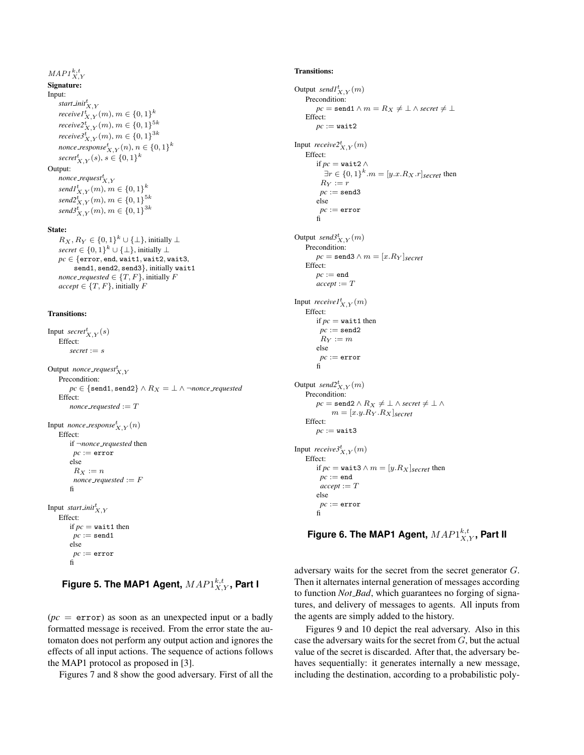$MAP1^{k,t}_{X,Y}$

**Signature:**

Input:

$start\_init^t_{X,Y}$
$receive1^t_{X,Y}(m)$, $m \in \{0,1\}^k$
$receive2^t_{X,Y}(m)$, $m \in \{0,1\}^{5k}$
$receive3^t_{X,Y}(m)$, $m \in \{0,1\}^{3k}$
$nonce\_response^t_{X,Y}(n)$, $n \in \{0,1\}^k$
$secret^t_{X,Y}(s)$, $s \in \{0,1\}^k$

Output:

$nonce\_request^t_{X,Y}$
$send1^t_{X,Y}(m)$, $m \in \{0,1\}^k$
$send2^t_{X,Y}(m)$, $m \in \{0,1\}^{5k}$
$send3^t_{X,Y}(m)$, $m \in \{0,1\}^{3k}$

**State:**

$R_X, R_Y \in \{0,1\}^k \cup \{\bot\}$, initially $\bot$
$secret \in \{0,1\}^k \cup \{\bot\}$, initially $\bot$
$pc \in \{$`error`, `end`, `wait1`, `wait2`, `wait3`, `send1`, `send2`, `send3`$\}$, initially `wait1`
$nonce\_requested \in \{T, F\}$, initially $F$
$accept \in \{T, F\}$, initially $F$

**Transitions:**

Input $secret^t_{X,Y}(s)$
  Effect:
    $secret := s$

Output $nonce\_request^t_{X,Y}$
  Precondition:
    $pc \in \{\texttt{send1}, \texttt{send2}\} \wedge R_X = \bot \wedge \neg nonce\_requested$
  Effect:
    $nonce\_requested := T$

Input $nonce\_response^t_{X,Y}(n)$
  Effect:
    if $\neg nonce\_requested$ then
      $pc :=$ `error`
    else
      $R_X := n$
      $nonce\_requested := F$
    fi

Input $start\_init^t_{X,Y}$
  Effect:
    if $pc =$ `wait1` then
      $pc :=$ `send1`
    else
      $pc :=$ `error`
    fi

**Figure 5. The MAP1 Agent, $MAP1^{k,t}_{X,Y}$, Part I**

**Transitions:**

Output $send1^t_{X,Y}(m)$
  Precondition:
    $pc = \texttt{send1} \wedge m = R_X \neq \bot \wedge secret \neq \bot$
  Effect:
    $pc :=$ `wait2`

Input $receive2^t_{X,Y}(m)$
  Effect:
    if $pc = \texttt{wait2} \wedge$
      $\exists r \in \{0,1\}^k . m = [y.x.R_X.r]_{secret}$ then
      $R_Y := r$
      $pc :=$ `send3`
    else
      $pc :=$ `error`
    fi

Output $send3^t_{X,Y}(m)$
  Precondition:
    $pc = \texttt{send3} \wedge m = [x.R_Y]_{secret}$
  Effect:
    $pc :=$ `end`
    $accept := T$

Input $receive1^t_{X,Y}(m)$
  Effect:
    if $pc =$ `wait1` then
      $pc :=$ `send2`
      $R_Y := m$
    else
      $pc :=$ `error`
    fi

Output $send2^t_{X,Y}(m)$
  Precondition:
    $pc = \texttt{send2} \wedge R_X \neq \bot \wedge secret \neq \bot \wedge$
      $m = [x.y.R_Y.R_X]_{secret}$
  Effect:
    $pc :=$ `wait3`

Input $receive3^t_{X,Y}(m)$
  Effect:
    if $pc = \texttt{wait3} \wedge m = [y.R_X]_{secret}$ then
      $pc :=$ `end`
      $accept := T$
    else
      $pc :=$ `error`
    fi

**Figure 6. The MAP1 Agent, $MAP1^{k,t}_{X,Y}$, Part II**

($pc =$ `error`) as soon as an unexpected input or a badly formatted message is received. From the error state the automaton does not perform any output action and ignores the effects of all input actions. The sequence of actions follows the MAP1 protocol as proposed in [3].

Figures 7 and 8 show the good adversary. First of all the adversary waits for the secret from the secret generator $G$. Then it alternates internal generation of messages according to function *Not_Bad*, which guarantees no forging of signatures, and delivery of messages to agents. All inputs from the agents are simply added to the history.

Figures 9 and 10 depict the real adversary. Also in this case the adversary waits for the secret from $G$, but the actual value of the secret is discarded. After that, the adversary behaves sequentially: it generates internally a new message, including the destination, according to a probabilistic poly-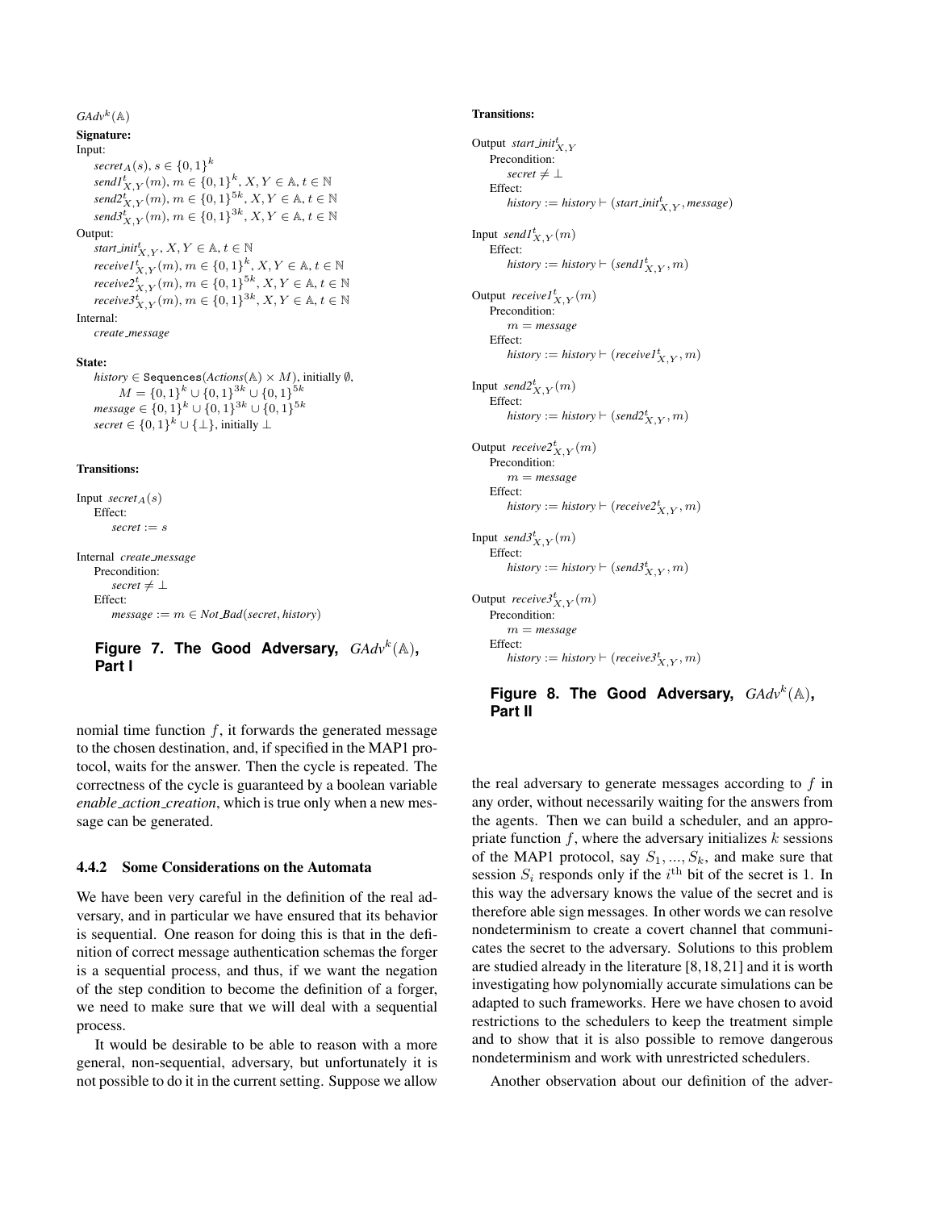$GAdv^k(\mathbb{A})$

**Signature:**

Input:

$secret_A(s)$, $s \in \{0,1\}^k$
$send1^t_{X,Y}(m)$, $m \in \{0,1\}^k$, $X, Y \in \mathbb{A}$, $t \in \mathbb{N}$
$send2^t_{X,Y}(m)$, $m \in \{0,1\}^{5k}$, $X, Y \in \mathbb{A}$, $t \in \mathbb{N}$
$send3^t_{X,Y}(m)$, $m \in \{0,1\}^{3k}$, $X, Y \in \mathbb{A}$, $t \in \mathbb{N}$

Output:

$start\_init^t_{X,Y}$, $X, Y \in \mathbb{A}$, $t \in \mathbb{N}$
$receive1^t_{X,Y}(m)$, $m \in \{0,1\}^k$, $X, Y \in \mathbb{A}$, $t \in \mathbb{N}$
$receive2^t_{X,Y}(m)$, $m \in \{0,1\}^{5k}$, $X, Y \in \mathbb{A}$, $t \in \mathbb{N}$
$receive3^t_{X,Y}(m)$, $m \in \{0,1\}^{3k}$, $X, Y \in \mathbb{A}$, $t \in \mathbb{N}$

Internal:

*create_message*

**State:**

$history \in \texttt{Sequences}(Actions(\mathbb{A}) \times M)$, initially $\emptyset$,
$M = \{0,1\}^k \cup \{0,1\}^{3k} \cup \{0,1\}^{5k}$
$message \in \{0,1\}^k \cup \{0,1\}^{3k} \cup \{0,1\}^{5k}$
$secret \in \{0,1\}^k \cup \{\bot\}$, initially $\bot$

**Transitions:**

Input $secret_A(s)$
  Effect:
    $secret := s$

Internal *create_message*
  Precondition:
    $secret \neq \bot$
  Effect:
    $message := m \in Not\_Bad(secret, history)$

**Figure 7. The Good Adversary, $GAdv^k(\mathbb{A})$, Part I**

**Transitions:**

Output $start\_init^t_{X,Y}$
  Precondition:
    $secret \neq \bot$
  Effect:
    $history := history \vdash (start\_init^t_{X,Y}, message)$

Input $send1^t_{X,Y}(m)$
  Effect:
    $history := history \vdash (send1^t_{X,Y}, m)$

Output $receive1^t_{X,Y}(m)$
  Precondition:
    $m = message$
  Effect:
    $history := history \vdash (receive1^t_{X,Y}, m)$

Input $send2^t_{X,Y}(m)$
  Effect:
    $history := history \vdash (send2^t_{X,Y}, m)$

Output $receive2^t_{X,Y}(m)$
  Precondition:
    $m = message$
  Effect:
    $history := history \vdash (receive2^t_{X,Y}, m)$

Input $send3^t_{X,Y}(m)$
  Effect:
    $history := history \vdash (send3^t_{X,Y}, m)$

Output $receive3^t_{X,Y}(m)$
  Precondition:
    $m = message$
  Effect:
    $history := history \vdash (receive3^t_{X,Y}, m)$

**Figure 8. The Good Adversary, $GAdv^k(\mathbb{A})$, Part II**

nomial time function $f$, it forwards the generated message to the chosen destination, and, if specified in the MAP1 protocol, waits for the answer. Then the cycle is repeated. The correctness of the cycle is guaranteed by a boolean variable *enable_action_creation*, which is true only when a new message can be generated.

### 4.4.2 Some Considerations on the Automata

We have been very careful in the definition of the real adversary, and in particular we have ensured that its behavior is sequential. One reason for doing this is that in the definition of correct message authentication schemas the forger is a sequential process, and thus, if we want the negation of the step condition to become the definition of a forger, we need to make sure that we will deal with a sequential process.

It would be desirable to be able to reason with a more general, non-sequential, adversary, but unfortunately it is not possible to do it in the current setting. Suppose we allow the real adversary to generate messages according to $f$ in any order, without necessarily waiting for the answers from the agents. Then we can build a scheduler, and an appropriate function $f$, where the adversary initializes $k$ sessions of the MAP1 protocol, say $S_1, ..., S_k$, and make sure that session $S_i$ responds only if the $i^{\text{th}}$ bit of the secret is 1. In this way the adversary knows the value of the secret and is therefore able sign messages. In other words we can resolve nondeterminism to create a covert channel that communicates the secret to the adversary. Solutions to this problem are studied already in the literature [8,18,21] and it is worth investigating how polynomially accurate simulations can be adapted to such frameworks. Here we have chosen to avoid restrictions to the schedulers to keep the treatment simple and to show that it is also possible to remove dangerous nondeterminism and work with unrestricted schedulers.

Another observation about our definition of the adver-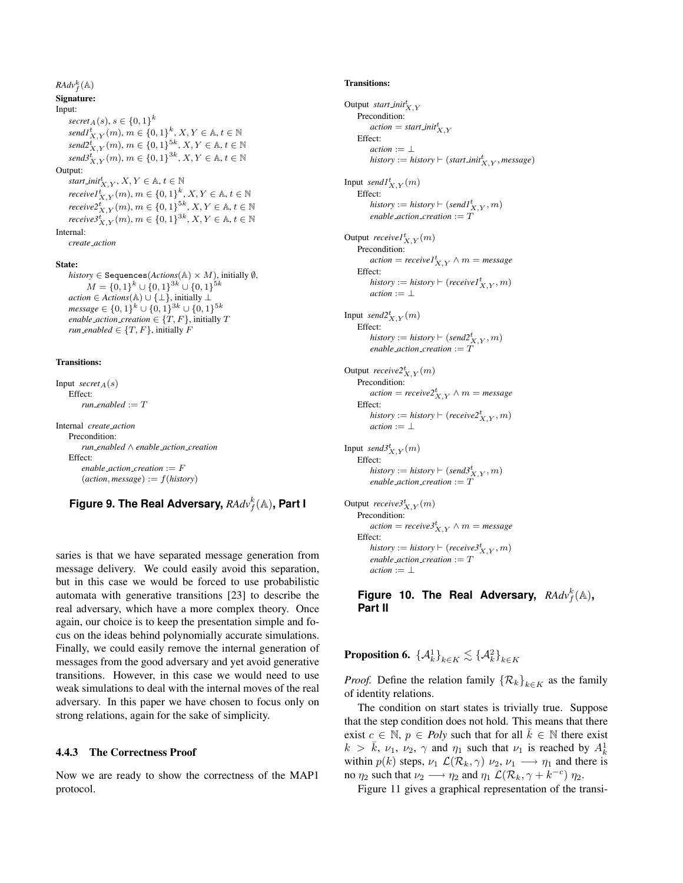$RAdv_f^k(\mathbb{A})$

**Signature:**

Input:

$secret_A(s), s \in \{0,1\}^k$
$send1^t_{X,Y}(m), m \in \{0,1\}^k, X, Y \in \mathbb{A}, t \in \mathbb{N}$
$send2^t_{X,Y}(m), m \in \{0,1\}^{5k}, X, Y \in \mathbb{A}, t \in \mathbb{N}$
$send3^t_{X,Y}(m), m \in \{0,1\}^{3k}, X, Y \in \mathbb{A}, t \in \mathbb{N}$

Output:

$start\_init^t_{X,Y}, X, Y \in \mathbb{A}, t \in \mathbb{N}$
$receive1^t_{X,Y}(m), m \in \{0,1\}^k, X, Y \in \mathbb{A}, t \in \mathbb{N}$
$receive2^t_{X,Y}(m), m \in \{0,1\}^{5k}, X, Y \in \mathbb{A}, t \in \mathbb{N}$
$receive3^t_{X,Y}(m), m \in \{0,1\}^{3k}, X, Y \in \mathbb{A}, t \in \mathbb{N}$

Internal:

*create\_action*

**State:**

$history \in \texttt{Sequences}(Actions(\mathbb{A}) \times M)$, initially $\emptyset$,
$M = \{0,1\}^k \cup \{0,1\}^{3k} \cup \{0,1\}^{5k}$
$action \in Actions(\mathbb{A}) \cup \{\bot\}$, initially $\bot$
$message \in \{0,1\}^k \cup \{0,1\}^{3k} \cup \{0,1\}^{5k}$
$enable\_action\_creation \in \{T, F\}$, initially $T$
$run\_enabled \in \{T, F\}$, initially $F$

**Transitions:**

Input $secret_A(s)$
Effect:
$run\_enabled := T$

Internal *create\_action*
Precondition:
$run\_enabled \wedge enable\_action\_creation$
Effect:
$enable\_action\_creation := F$
$(action, message) := f(history)$

**Figure 9. The Real Adversary, $RAdv_f^k(\mathbb{A})$, Part I**

**Transitions:**

Output $start\_init^t_{X,Y}$
Precondition:
$action = start\_init^t_{X,Y}$
Effect:
$action := \bot$
$history := history \vdash (start\_init^t_{X,Y}, message)$

Input $send1^t_{X,Y}(m)$
Effect:
$history := history \vdash (send1^t_{X,Y}, m)$
$enable\_action\_creation := T$

Output $receive1^t_{X,Y}(m)$
Precondition:
$action = receive1^t_{X,Y} \wedge m = message$
Effect:
$history := history \vdash (receive1^t_{X,Y}, m)$
$action := \bot$

Input $send2^t_{X,Y}(m)$
Effect:
$history := history \vdash (send2^t_{X,Y}, m)$
$enable\_action\_creation := T$

Output $receive2^t_{X,Y}(m)$
Precondition:
$action = receive2^t_{X,Y} \wedge m = message$
Effect:
$history := history \vdash (receive2^t_{X,Y}, m)$
$action := \bot$

Input $send3^t_{X,Y}(m)$
Effect:
$history := history \vdash (send3^t_{X,Y}, m)$
$enable\_action\_creation := T$

Output $receive3^t_{X,Y}(m)$
Precondition:
$action = receive3^t_{X,Y} \wedge m = message$
Effect:
$history := history \vdash (receive3^t_{X,Y}, m)$
$enable\_action\_creation := T$
$action := \bot$

**Figure 10. The Real Adversary, $RAdv_f^k(\mathbb{A})$, Part II**

saries is that we have separated message generation from message delivery. We could easily avoid this separation, but in this case we would be forced to use probabilistic automata with generative transitions [23] to describe the real adversary, which have a more complex theory. Once again, our choice is to keep the presentation simple and focus on the ideas behind polynomially accurate simulations. Finally, we could easily remove the internal generation of messages from the good adversary and yet avoid generative transitions. However, in this case we would need to use weak simulations to deal with the internal moves of the real adversary. In this paper we have chosen to focus only on strong relations, again for the sake of simplicity.

### 4.4.3 The Correctness Proof

Now we are ready to show the correctness of the MAP1 protocol.

**Proposition 6.** $\{\mathcal{A}^1_k\}_{k\in K} \lesssim \{\mathcal{A}^2_k\}_{k\in K}$

*Proof.* Define the relation family $\{\mathcal{R}_k\}_{k\in K}$ as the family of identity relations.

The condition on start states is trivially true. Suppose that the step condition does not hold. This means that there exist $c \in \mathbb{N}$, $p \in Poly$ such that for all $\bar{k} \in \mathbb{N}$ there exist $k > \bar{k}$, $\nu_1$, $\nu_2$, $\gamma$ and $\eta_1$ such that $\nu_1$ is reached by $A^1_k$ within $p(k)$ steps, $\nu_1\ \mathcal{L}(\mathcal{R}_k, \gamma)\ \nu_2$, $\nu_1 \longrightarrow \eta_1$ and there is no $\eta_2$ such that $\nu_2 \longrightarrow \eta_2$ and $\eta_1\ \mathcal{L}(\mathcal{R}_k, \gamma + k^{-c})\ \eta_2$.

Figure 11 gives a graphical representation of the transi-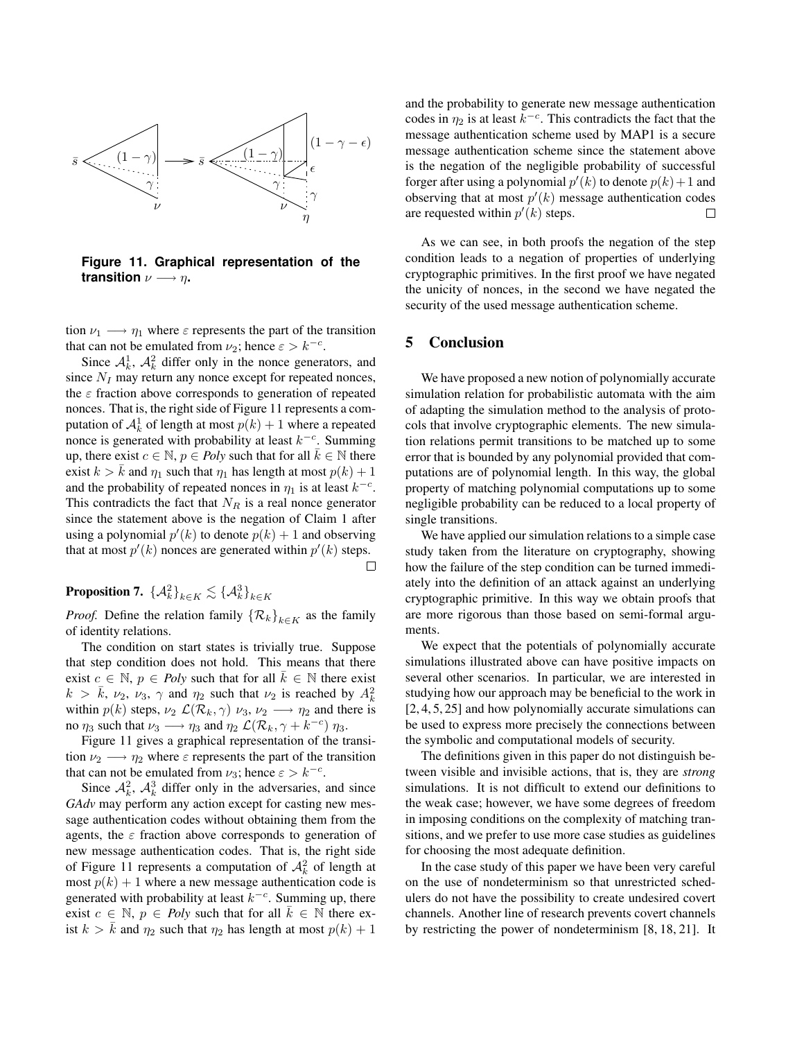s̄ $(1-\gamma)$ $\gamma$ $\nu$ s̄ $(1-\gamma)$ $\gamma$ $\nu$ $(1-\gamma-\epsilon)$ $\epsilon$ $\gamma$ $\eta$

**Figure 11. Graphical representation of the transition $\nu \longrightarrow \eta$.**

tion $\nu_1 \longrightarrow \eta_1$ where $\varepsilon$ represents the part of the transition that can not be emulated from $\nu_2$; hence $\varepsilon > k^{-c}$.

Since $\mathcal{A}_k^1$, $\mathcal{A}_k^2$ differ only in the nonce generators, and since $N_I$ may return any nonce except for repeated nonces, the $\varepsilon$ fraction above corresponds to generation of repeated nonces. That is, the right side of Figure 11 represents a computation of $\mathcal{A}_k^1$ of length at most $p(k)+1$ where a repeated nonce is generated with probability at least $k^{-c}$. Summing up, there exist $c \in \mathbb{N}$, $p \in Poly$ such that for all $\bar{k} \in \mathbb{N}$ there exist $k > \bar{k}$ and $\eta_1$ such that $\eta_1$ has length at most $p(k)+1$ and the probability of repeated nonces in $\eta_1$ is at least $k^{-c}$. This contradicts the fact that $N_R$ is a real nonce generator since the statement above is the negation of Claim 1 after using a polynomial $p'(k)$ to denote $p(k)+1$ and observing that at most $p'(k)$ nonces are generated within $p'(k)$ steps. □

**Proposition 7.** $\{\mathcal{A}_k^2\}_{k \in K} \lesssim \{\mathcal{A}_k^3\}_{k \in K}$

*Proof.* Define the relation family $\{\mathcal{R}_k\}_{k \in K}$ as the family of identity relations.

The condition on start states is trivially true. Suppose that step condition does not hold. This means that there exist $c \in \mathbb{N}$, $p \in Poly$ such that for all $\bar{k} \in \mathbb{N}$ there exist $k > \bar{k}$, $\nu_2$, $\nu_3$, $\gamma$ and $\eta_2$ such that $\nu_2$ is reached by $A_k^2$ within $p(k)$ steps, $\nu_2\ \mathcal{L}(\mathcal{R}_k, \gamma)\ \nu_3$, $\nu_2 \longrightarrow \eta_2$ and there is no $\eta_3$ such that $\nu_3 \longrightarrow \eta_3$ and $\eta_2\ \mathcal{L}(\mathcal{R}_k, \gamma + k^{-c})\ \eta_3$.

Figure 11 gives a graphical representation of the transition $\nu_2 \longrightarrow \eta_2$ where $\varepsilon$ represents the part of the transition that can not be emulated from $\nu_3$; hence $\varepsilon > k^{-c}$.

Since $\mathcal{A}_k^2$, $\mathcal{A}_k^3$ differ only in the adversaries, and since *GAdv* may perform any action except for casting new message authentication codes without obtaining them from the agents, the $\varepsilon$ fraction above corresponds to generation of new message authentication codes. That is, the right side of Figure 11 represents a computation of $\mathcal{A}_k^2$ of length at most $p(k)+1$ where a new message authentication code is generated with probability at least $k^{-c}$. Summing up, there exist $c \in \mathbb{N}$, $p \in Poly$ such that for all $\bar{k} \in \mathbb{N}$ there exist $k > \bar{k}$ and $\eta_2$ such that $\eta_2$ has length at most $p(k)+1$ and the probability to generate new message authentication codes in $\eta_2$ is at least $k^{-c}$. This contradicts the fact that the message authentication scheme used by MAP1 is a secure message authentication scheme since the statement above is the negation of the negligible probability of successful forger after using a polynomial $p'(k)$ to denote $p(k)+1$ and observing that at most $p'(k)$ message authentication codes are requested within $p'(k)$ steps. □

As we can see, in both proofs the negation of the step condition leads to a negation of properties of underlying cryptographic primitives. In the first proof we have negated the unicity of nonces, in the second we have negated the security of the used message authentication scheme.

## 5 Conclusion

We have proposed a new notion of polynomially accurate simulation relation for probabilistic automata with the aim of adapting the simulation method to the analysis of protocols that involve cryptographic elements. The new simulation relations permit transitions to be matched up to some error that is bounded by any polynomial provided that computations are of polynomial length. In this way, the global property of matching polynomial computations up to some negligible probability can be reduced to a local property of single transitions.

We have applied our simulation relations to a simple case study taken from the literature on cryptography, showing how the failure of the step condition can be turned immediately into the definition of an attack against an underlying cryptographic primitive. In this way we obtain proofs that are more rigorous than those based on semi-formal arguments.

We expect that the potentials of polynomially accurate simulations illustrated above can have positive impacts on several other scenarios. In particular, we are interested in studying how our approach may be beneficial to the work in [2, 4, 5, 25] and how polynomially accurate simulations can be used to express more precisely the connections between the symbolic and computational models of security.

The definitions given in this paper do not distinguish between visible and invisible actions, that is, they are *strong* simulations. It is not difficult to extend our definitions to the weak case; however, we have some degrees of freedom in imposing conditions on the complexity of matching transitions, and we prefer to use more case studies as guidelines for choosing the most adequate definition.

In the case study of this paper we have been very careful on the use of nondeterminism so that unrestricted schedulers do not have the possibility to create undesired covert channels. Another line of research prevents covert channels by restricting the power of nondeterminism [8, 18, 21]. It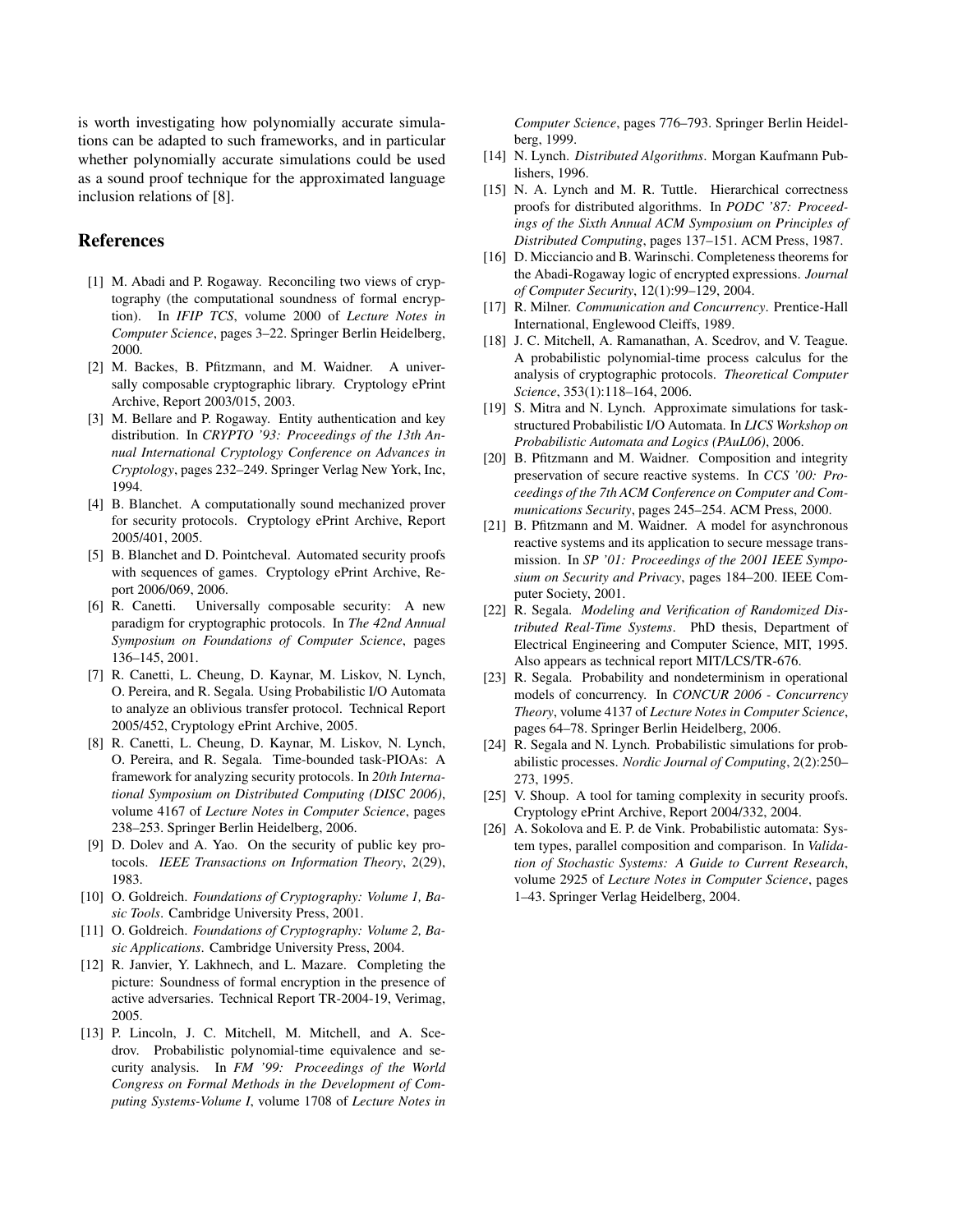is worth investigating how polynomially accurate simulations can be adapted to such frameworks, and in particular whether polynomially accurate simulations could be used as a sound proof technique for the approximated language inclusion relations of [8].

## References

[1] M. Abadi and P. Rogaway. Reconciling two views of cryptography (the computational soundness of formal encryption). In *IFIP TCS*, volume 2000 of *Lecture Notes in Computer Science*, pages 3–22. Springer Berlin Heidelberg, 2000.

[2] M. Backes, B. Pfitzmann, and M. Waidner. A universally composable cryptographic library. Cryptology ePrint Archive, Report 2003/015, 2003.

[3] M. Bellare and P. Rogaway. Entity authentication and key distribution. In *CRYPTO '93: Proceedings of the 13th Annual International Cryptology Conference on Advances in Cryptology*, pages 232–249. Springer Verlag New York, Inc, 1994.

[4] B. Blanchet. A computationally sound mechanized prover for security protocols. Cryptology ePrint Archive, Report 2005/401, 2005.

[5] B. Blanchet and D. Pointcheval. Automated security proofs with sequences of games. Cryptology ePrint Archive, Report 2006/069, 2006.

[6] R. Canetti. Universally composable security: A new paradigm for cryptographic protocols. In *The 42nd Annual Symposium on Foundations of Computer Science*, pages 136–145, 2001.

[7] R. Canetti, L. Cheung, D. Kaynar, M. Liskov, N. Lynch, O. Pereira, and R. Segala. Using Probabilistic I/O Automata to analyze an oblivious transfer protocol. Technical Report 2005/452, Cryptology ePrint Archive, 2005.

[8] R. Canetti, L. Cheung, D. Kaynar, M. Liskov, N. Lynch, O. Pereira, and R. Segala. Time-bounded task-PIOAs: A framework for analyzing security protocols. In *20th International Symposium on Distributed Computing (DISC 2006)*, volume 4167 of *Lecture Notes in Computer Science*, pages 238–253. Springer Berlin Heidelberg, 2006.

[9] D. Dolev and A. Yao. On the security of public key protocols. *IEEE Transactions on Information Theory*, 2(29), 1983.

[10] O. Goldreich. *Foundations of Cryptography: Volume 1, Basic Tools*. Cambridge University Press, 2001.

[11] O. Goldreich. *Foundations of Cryptography: Volume 2, Basic Applications*. Cambridge University Press, 2004.

[12] R. Janvier, Y. Lakhnech, and L. Mazare. Completing the picture: Soundness of formal encryption in the presence of active adversaries. Technical Report TR-2004-19, Verimag, 2005.

[13] P. Lincoln, J. C. Mitchell, M. Mitchell, and A. Scedrov. Probabilistic polynomial-time equivalence and security analysis. In *FM '99: Proceedings of the World Congress on Formal Methods in the Development of Computing Systems-Volume I*, volume 1708 of *Lecture Notes in Computer Science*, pages 776–793. Springer Berlin Heidelberg, 1999.

[14] N. Lynch. *Distributed Algorithms*. Morgan Kaufmann Publishers, 1996.

[15] N. A. Lynch and M. R. Tuttle. Hierarchical correctness proofs for distributed algorithms. In *PODC '87: Proceedings of the Sixth Annual ACM Symposium on Principles of Distributed Computing*, pages 137–151. ACM Press, 1987.

[16] D. Micciancio and B. Warinschi. Completeness theorems for the Abadi-Rogaway logic of encrypted expressions. *Journal of Computer Security*, 12(1):99–129, 2004.

[17] R. Milner. *Communication and Concurrency*. Prentice-Hall International, Englewood Cleiffs, 1989.

[18] J. C. Mitchell, A. Ramanathan, A. Scedrov, and V. Teague. A probabilistic polynomial-time process calculus for the analysis of cryptographic protocols. *Theoretical Computer Science*, 353(1):118–164, 2006.

[19] S. Mitra and N. Lynch. Approximate simulations for task-structured Probabilistic I/O Automata. In *LICS Workshop on Probabilistic Automata and Logics (PAuL06)*, 2006.

[20] B. Pfitzmann and M. Waidner. Composition and integrity preservation of secure reactive systems. In *CCS '00: Proceedings of the 7th ACM Conference on Computer and Communications Security*, pages 245–254. ACM Press, 2000.

[21] B. Pfitzmann and M. Waidner. A model for asynchronous reactive systems and its application to secure message transmission. In *SP '01: Proceedings of the 2001 IEEE Symposium on Security and Privacy*, pages 184–200. IEEE Computer Society, 2001.

[22] R. Segala. *Modeling and Verification of Randomized Distributed Real-Time Systems*. PhD thesis, Department of Electrical Engineering and Computer Science, MIT, 1995. Also appears as technical report MIT/LCS/TR-676.

[23] R. Segala. Probability and nondeterminism in operational models of concurrency. In *CONCUR 2006 - Concurrency Theory*, volume 4137 of *Lecture Notes in Computer Science*, pages 64–78. Springer Berlin Heidelberg, 2006.

[24] R. Segala and N. Lynch. Probabilistic simulations for probabilistic processes. *Nordic Journal of Computing*, 2(2):250–273, 1995.

[25] V. Shoup. A tool for taming complexity in security proofs. Cryptology ePrint Archive, Report 2004/332, 2004.

[26] A. Sokolova and E. P. de Vink. Probabilistic automata: System types, parallel composition and comparison. In *Validation of Stochastic Systems: A Guide to Current Research*, volume 2925 of *Lecture Notes in Computer Science*, pages 1–43. Springer Verlag Heidelberg, 2004.